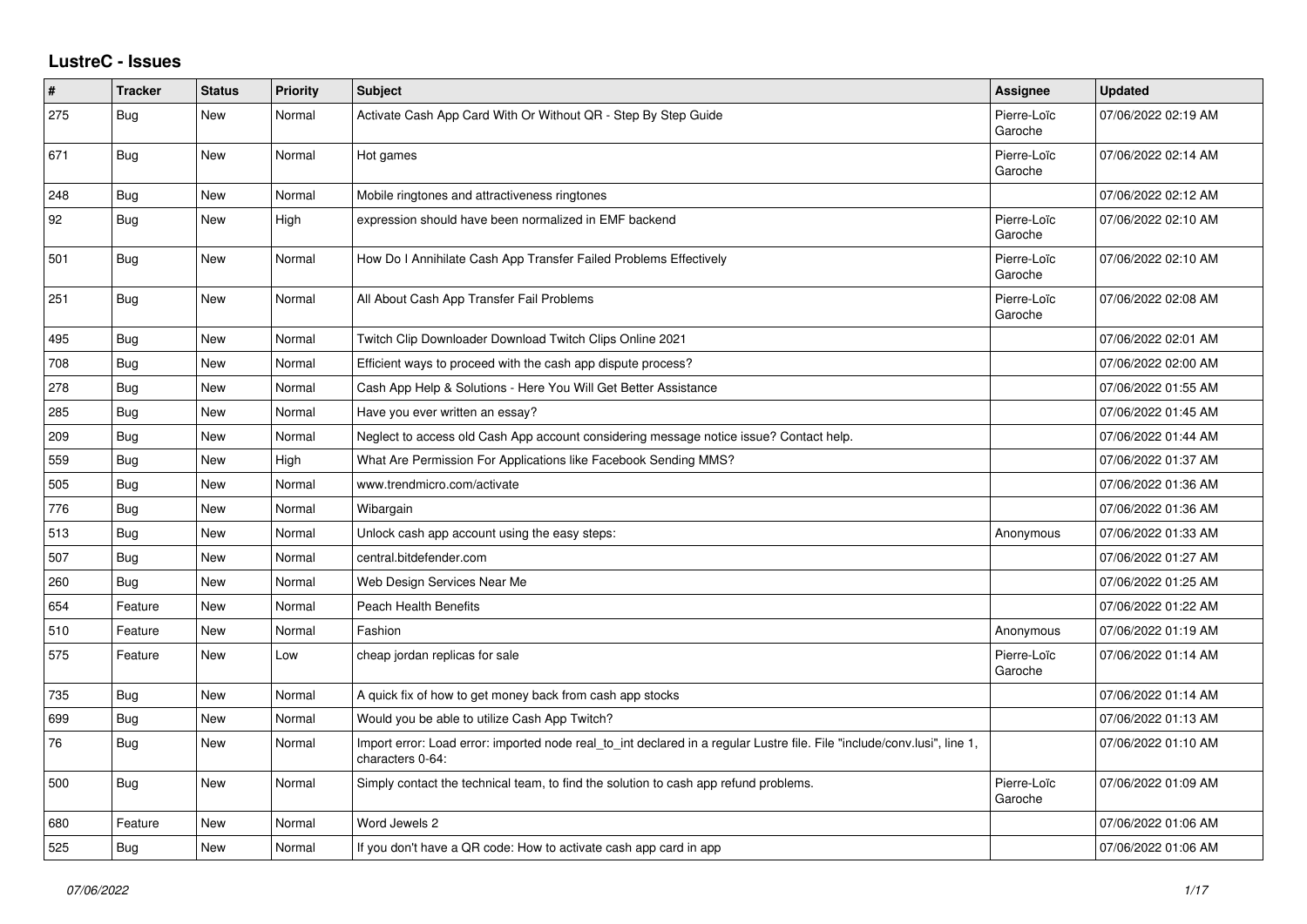# LustreC - Issues

| # | Tracker | Status | Priority | Subject | Assignee | Updated |
|---|---|---|---|---|---|---|
| 275 | Bug | New | Normal | Activate Cash App Card With Or Without QR - Step By Step Guide | Pierre-Loïc Garoche | 07/06/2022 02:19 AM |
| 671 | Bug | New | Normal | Hot games | Pierre-Loïc Garoche | 07/06/2022 02:14 AM |
| 248 | Bug | New | Normal | Mobile ringtones and attractiveness ringtones | | 07/06/2022 02:12 AM |
| 92 | Bug | New | High | expression should have been normalized in EMF backend | Pierre-Loïc Garoche | 07/06/2022 02:10 AM |
| 501 | Bug | New | Normal | How Do I Annihilate Cash App Transfer Failed Problems Effectively | Pierre-Loïc Garoche | 07/06/2022 02:10 AM |
| 251 | Bug | New | Normal | All About Cash App Transfer Fail Problems | Pierre-Loïc Garoche | 07/06/2022 02:08 AM |
| 495 | Bug | New | Normal | Twitch Clip Downloader Download Twitch Clips Online 2021 | | 07/06/2022 02:01 AM |
| 708 | Bug | New | Normal | Efficient ways to proceed with the cash app dispute process? | | 07/06/2022 02:00 AM |
| 278 | Bug | New | Normal | Cash App Help & Solutions - Here You Will Get Better Assistance | | 07/06/2022 01:55 AM |
| 285 | Bug | New | Normal | Have you ever written an essay? | | 07/06/2022 01:45 AM |
| 209 | Bug | New | Normal | Neglect to access old Cash App account considering message notice issue? Contact help. | | 07/06/2022 01:44 AM |
| 559 | Bug | New | High | What Are Permission For Applications like Facebook Sending MMS? | | 07/06/2022 01:37 AM |
| 505 | Bug | New | Normal | www.trendmicro.com/activate | | 07/06/2022 01:36 AM |
| 776 | Bug | New | Normal | Wibargain | | 07/06/2022 01:36 AM |
| 513 | Bug | New | Normal | Unlock cash app account using the easy steps: | Anonymous | 07/06/2022 01:33 AM |
| 507 | Bug | New | Normal | central.bitdefender.com | | 07/06/2022 01:27 AM |
| 260 | Bug | New | Normal | Web Design Services Near Me | | 07/06/2022 01:25 AM |
| 654 | Feature | New | Normal | Peach Health Benefits | | 07/06/2022 01:22 AM |
| 510 | Feature | New | Normal | Fashion | Anonymous | 07/06/2022 01:19 AM |
| 575 | Feature | New | Low | cheap jordan replicas for sale | Pierre-Loïc Garoche | 07/06/2022 01:14 AM |
| 735 | Bug | New | Normal | A quick fix of how to get money back from cash app stocks | | 07/06/2022 01:14 AM |
| 699 | Bug | New | Normal | Would you be able to utilize Cash App Twitch? | | 07/06/2022 01:13 AM |
| 76 | Bug | New | Normal | Import error: Load error: imported node real_to_int declared in a regular Lustre file. File "include/conv.lusi", line 1, characters 0-64: | | 07/06/2022 01:10 AM |
| 500 | Bug | New | Normal | Simply contact the technical team, to find the solution to cash app refund problems. | Pierre-Loïc Garoche | 07/06/2022 01:09 AM |
| 680 | Feature | New | Normal | Word Jewels 2 | | 07/06/2022 01:06 AM |
| 525 | Bug | New | Normal | If you don't have a QR code: How to activate cash app card in app | | 07/06/2022 01:06 AM |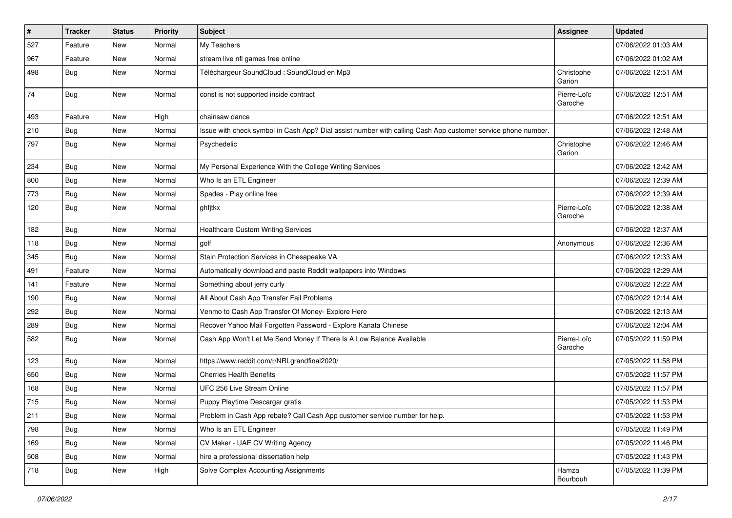| # | Tracker | Status | Priority | Subject | Assignee | Updated |
| --- | --- | --- | --- | --- | --- | --- |
| 527 | Feature | New | Normal | My Teachers | | 07/06/2022 01:03 AM |
| 967 | Feature | New | Normal | stream live nfl games free online | | 07/06/2022 01:02 AM |
| 498 | Bug | New | Normal | Téléchargeur SoundCloud : SoundCloud en Mp3 | Christophe Garion | 07/06/2022 12:51 AM |
| 74 | Bug | New | Normal | const is not supported inside contract | Pierre-Loïc Garoche | 07/06/2022 12:51 AM |
| 493 | Feature | New | High | chainsaw dance | | 07/06/2022 12:51 AM |
| 210 | Bug | New | Normal | Issue with check symbol in Cash App? Dial assist number with calling Cash App customer service phone number. | | 07/06/2022 12:48 AM |
| 797 | Bug | New | Normal | Psychedelic | Christophe Garion | 07/06/2022 12:46 AM |
| 234 | Bug | New | Normal | My Personal Experience With the College Writing Services | | 07/06/2022 12:42 AM |
| 800 | Bug | New | Normal | Who Is an ETL Engineer | | 07/06/2022 12:39 AM |
| 773 | Bug | New | Normal | Spades - Play online free | | 07/06/2022 12:39 AM |
| 120 | Bug | New | Normal | ghfjtkx | Pierre-Loïc Garoche | 07/06/2022 12:38 AM |
| 182 | Bug | New | Normal | Healthcare Custom Writing Services | | 07/06/2022 12:37 AM |
| 118 | Bug | New | Normal | golf | Anonymous | 07/06/2022 12:36 AM |
| 345 | Bug | New | Normal | Stain Protection Services in Chesapeake VA | | 07/06/2022 12:33 AM |
| 491 | Feature | New | Normal | Automatically download and paste Reddit wallpapers into Windows | | 07/06/2022 12:29 AM |
| 141 | Feature | New | Normal | Something about jerry curly | | 07/06/2022 12:22 AM |
| 190 | Bug | New | Normal | All About Cash App Transfer Fail Problems | | 07/06/2022 12:14 AM |
| 292 | Bug | New | Normal | Venmo to Cash App Transfer Of Money- Explore Here | | 07/06/2022 12:13 AM |
| 289 | Bug | New | Normal | Recover Yahoo Mail Forgotten Password - Explore Kanata Chinese | | 07/06/2022 12:04 AM |
| 582 | Bug | New | Normal | Cash App Won't Let Me Send Money If There Is A Low Balance Available | Pierre-Loïc Garoche | 07/05/2022 11:59 PM |
| 123 | Bug | New | Normal | https://www.reddit.com/r/NRLgrandfinal2020/ | | 07/05/2022 11:58 PM |
| 650 | Bug | New | Normal | Cherries Health Benefits | | 07/05/2022 11:57 PM |
| 168 | Bug | New | Normal | UFC 256 Live Stream Online | | 07/05/2022 11:57 PM |
| 715 | Bug | New | Normal | Puppy Playtime Descargar gratis | | 07/05/2022 11:53 PM |
| 211 | Bug | New | Normal | Problem in Cash App rebate? Call Cash App customer service number for help. | | 07/05/2022 11:53 PM |
| 798 | Bug | New | Normal | Who Is an ETL Engineer | | 07/05/2022 11:49 PM |
| 169 | Bug | New | Normal | CV Maker - UAE CV Writing Agency | | 07/05/2022 11:46 PM |
| 508 | Bug | New | Normal | hire a professional dissertation help | | 07/05/2022 11:43 PM |
| 718 | Bug | New | High | Solve Complex Accounting Assignments | Hamza Bourbouh | 07/05/2022 11:39 PM |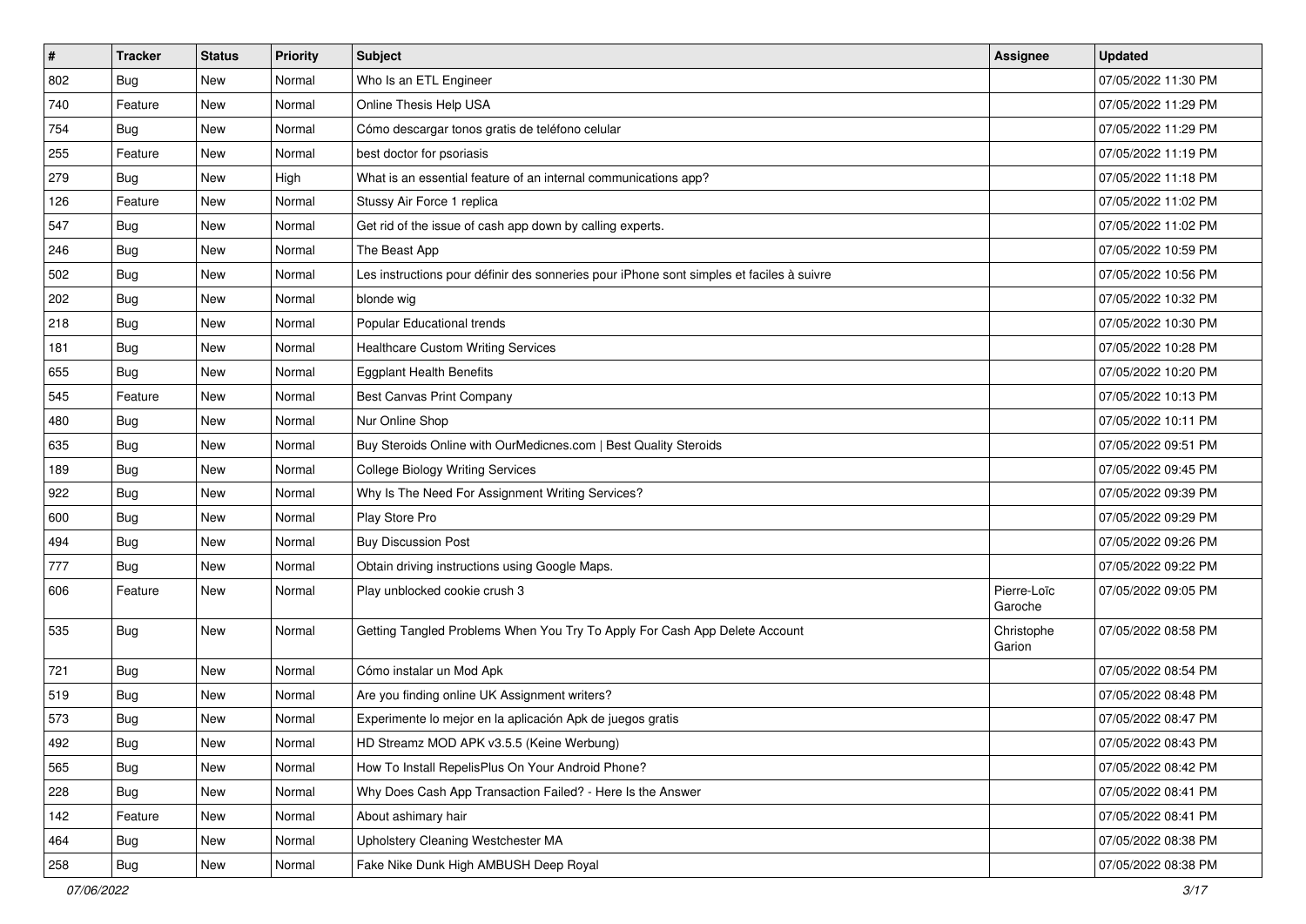| # | Tracker | Status | Priority | Subject | Assignee | Updated |
|---|---|---|---|---|---|---|
| 802 | Bug | New | Normal | Who Is an ETL Engineer | | 07/05/2022 11:30 PM |
| 740 | Feature | New | Normal | Online Thesis Help USA | | 07/05/2022 11:29 PM |
| 754 | Bug | New | Normal | Cómo descargar tonos gratis de teléfono celular | | 07/05/2022 11:29 PM |
| 255 | Feature | New | Normal | best doctor for psoriasis | | 07/05/2022 11:19 PM |
| 279 | Bug | New | High | What is an essential feature of an internal communications app? | | 07/05/2022 11:18 PM |
| 126 | Feature | New | Normal | Stussy Air Force 1 replica | | 07/05/2022 11:02 PM |
| 547 | Bug | New | Normal | Get rid of the issue of cash app down by calling experts. | | 07/05/2022 11:02 PM |
| 246 | Bug | New | Normal | The Beast App | | 07/05/2022 10:59 PM |
| 502 | Bug | New | Normal | Les instructions pour définir des sonneries pour iPhone sont simples et faciles à suivre | | 07/05/2022 10:56 PM |
| 202 | Bug | New | Normal | blonde wig | | 07/05/2022 10:32 PM |
| 218 | Bug | New | Normal | Popular Educational trends | | 07/05/2022 10:30 PM |
| 181 | Bug | New | Normal | Healthcare Custom Writing Services | | 07/05/2022 10:28 PM |
| 655 | Bug | New | Normal | Eggplant Health Benefits | | 07/05/2022 10:20 PM |
| 545 | Feature | New | Normal | Best Canvas Print Company | | 07/05/2022 10:13 PM |
| 480 | Bug | New | Normal | Nur Online Shop | | 07/05/2022 10:11 PM |
| 635 | Bug | New | Normal | Buy Steroids Online with OurMedicnes.com \| Best Quality Steroids | | 07/05/2022 09:51 PM |
| 189 | Bug | New | Normal | College Biology Writing Services | | 07/05/2022 09:45 PM |
| 922 | Bug | New | Normal | Why Is The Need For Assignment Writing Services? | | 07/05/2022 09:39 PM |
| 600 | Bug | New | Normal | Play Store Pro | | 07/05/2022 09:29 PM |
| 494 | Bug | New | Normal | Buy Discussion Post | | 07/05/2022 09:26 PM |
| 777 | Bug | New | Normal | Obtain driving instructions using Google Maps. | | 07/05/2022 09:22 PM |
| 606 | Feature | New | Normal | Play unblocked cookie crush 3 | Pierre-Loïc Garoche | 07/05/2022 09:05 PM |
| 535 | Bug | New | Normal | Getting Tangled Problems When You Try To Apply For Cash App Delete Account | Christophe Garion | 07/05/2022 08:58 PM |
| 721 | Bug | New | Normal | Cómo instalar un Mod Apk | | 07/05/2022 08:54 PM |
| 519 | Bug | New | Normal | Are you finding online UK Assignment writers? | | 07/05/2022 08:48 PM |
| 573 | Bug | New | Normal | Experimente lo mejor en la aplicación Apk de juegos gratis | | 07/05/2022 08:47 PM |
| 492 | Bug | New | Normal | HD Streamz MOD APK v3.5.5 (Keine Werbung) | | 07/05/2022 08:43 PM |
| 565 | Bug | New | Normal | How To Install RepelisPlus On Your Android Phone? | | 07/05/2022 08:42 PM |
| 228 | Bug | New | Normal | Why Does Cash App Transaction Failed? - Here Is the Answer | | 07/05/2022 08:41 PM |
| 142 | Feature | New | Normal | About ashimary hair | | 07/05/2022 08:41 PM |
| 464 | Bug | New | Normal | Upholstery Cleaning Westchester MA | | 07/05/2022 08:38 PM |
| 258 | Bug | New | Normal | Fake Nike Dunk High AMBUSH Deep Royal | | 07/05/2022 08:38 PM |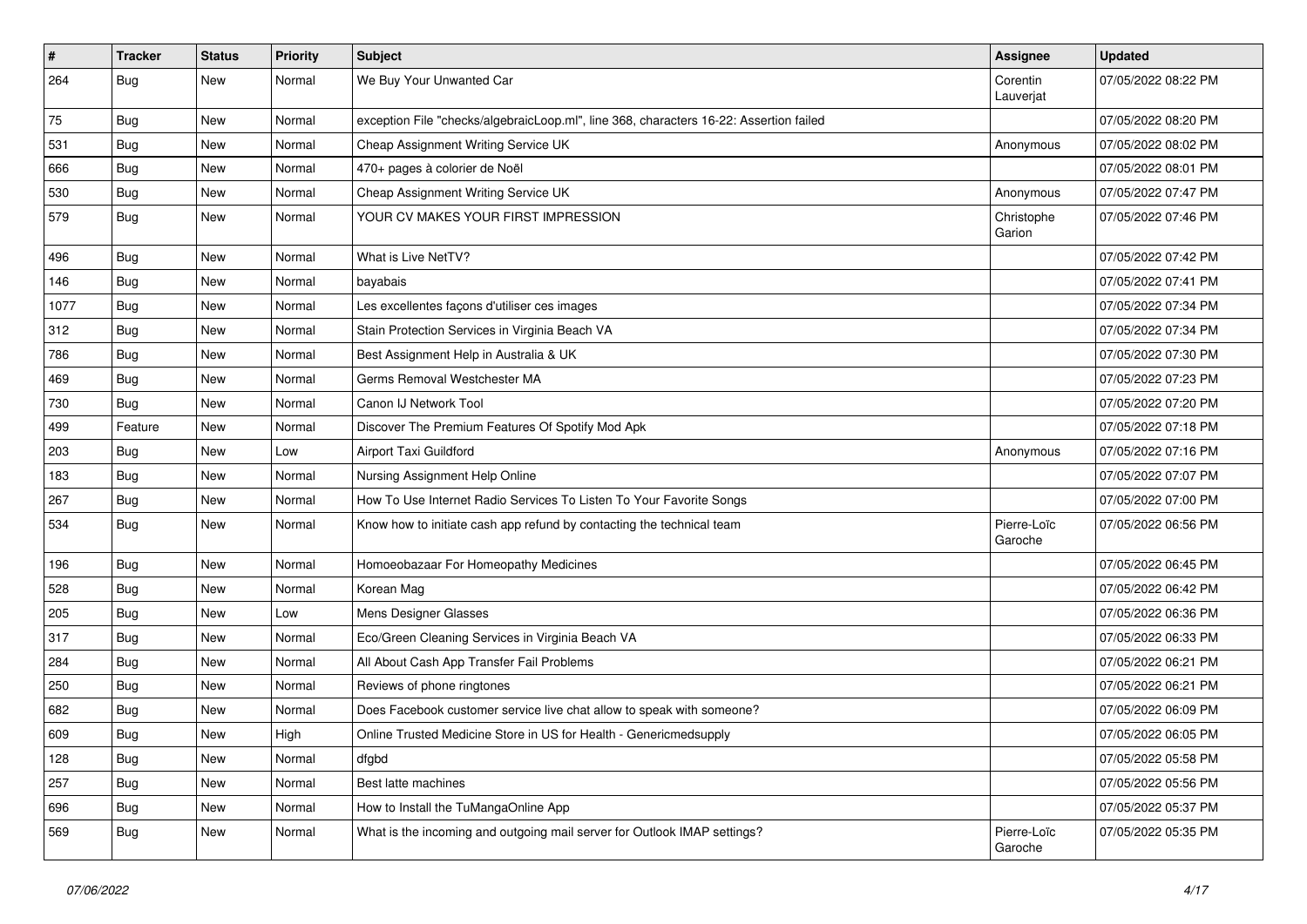| # | Tracker | Status | Priority | Subject | Assignee | Updated |
|---|---|---|---|---|---|---|
| 264 | Bug | New | Normal | We Buy Your Unwanted Car | Corentin Lauverjat | 07/05/2022 08:22 PM |
| 75 | Bug | New | Normal | exception File "checks/algebraicLoop.ml", line 368, characters 16-22: Assertion failed | | 07/05/2022 08:20 PM |
| 531 | Bug | New | Normal | Cheap Assignment Writing Service UK | Anonymous | 07/05/2022 08:02 PM |
| 666 | Bug | New | Normal | 470+ pages à colorier de Noël | | 07/05/2022 08:01 PM |
| 530 | Bug | New | Normal | Cheap Assignment Writing Service UK | Anonymous | 07/05/2022 07:47 PM |
| 579 | Bug | New | Normal | YOUR CV MAKES YOUR FIRST IMPRESSION | Christophe Garion | 07/05/2022 07:46 PM |
| 496 | Bug | New | Normal | What is Live NetTV? | | 07/05/2022 07:42 PM |
| 146 | Bug | New | Normal | bayabais | | 07/05/2022 07:41 PM |
| 1077 | Bug | New | Normal | Les excellentes façons d'utiliser ces images | | 07/05/2022 07:34 PM |
| 312 | Bug | New | Normal | Stain Protection Services in Virginia Beach VA | | 07/05/2022 07:34 PM |
| 786 | Bug | New | Normal | Best Assignment Help in Australia & UK | | 07/05/2022 07:30 PM |
| 469 | Bug | New | Normal | Germs Removal Westchester MA | | 07/05/2022 07:23 PM |
| 730 | Bug | New | Normal | Canon IJ Network Tool | | 07/05/2022 07:20 PM |
| 499 | Feature | New | Normal | Discover The Premium Features Of Spotify Mod Apk | | 07/05/2022 07:18 PM |
| 203 | Bug | New | Low | Airport Taxi Guildford | Anonymous | 07/05/2022 07:16 PM |
| 183 | Bug | New | Normal | Nursing Assignment Help Online | | 07/05/2022 07:07 PM |
| 267 | Bug | New | Normal | How To Use Internet Radio Services To Listen To Your Favorite Songs | | 07/05/2022 07:00 PM |
| 534 | Bug | New | Normal | Know how to initiate cash app refund by contacting the technical team | Pierre-Loïc Garoche | 07/05/2022 06:56 PM |
| 196 | Bug | New | Normal | Homoeobazaar For Homeopathy Medicines | | 07/05/2022 06:45 PM |
| 528 | Bug | New | Normal | Korean Mag | | 07/05/2022 06:42 PM |
| 205 | Bug | New | Low | Mens Designer Glasses | | 07/05/2022 06:36 PM |
| 317 | Bug | New | Normal | Eco/Green Cleaning Services in Virginia Beach VA | | 07/05/2022 06:33 PM |
| 284 | Bug | New | Normal | All About Cash App Transfer Fail Problems | | 07/05/2022 06:21 PM |
| 250 | Bug | New | Normal | Reviews of phone ringtones | | 07/05/2022 06:21 PM |
| 682 | Bug | New | Normal | Does Facebook customer service live chat allow to speak with someone? | | 07/05/2022 06:09 PM |
| 609 | Bug | New | High | Online Trusted Medicine Store in US for Health - Genericmedsupply | | 07/05/2022 06:05 PM |
| 128 | Bug | New | Normal | dfgbd | | 07/05/2022 05:58 PM |
| 257 | Bug | New | Normal | Best latte machines | | 07/05/2022 05:56 PM |
| 696 | Bug | New | Normal | How to Install the TuMangaOnline App | | 07/05/2022 05:37 PM |
| 569 | Bug | New | Normal | What is the incoming and outgoing mail server for Outlook IMAP settings? | Pierre-Loïc Garoche | 07/05/2022 05:35 PM |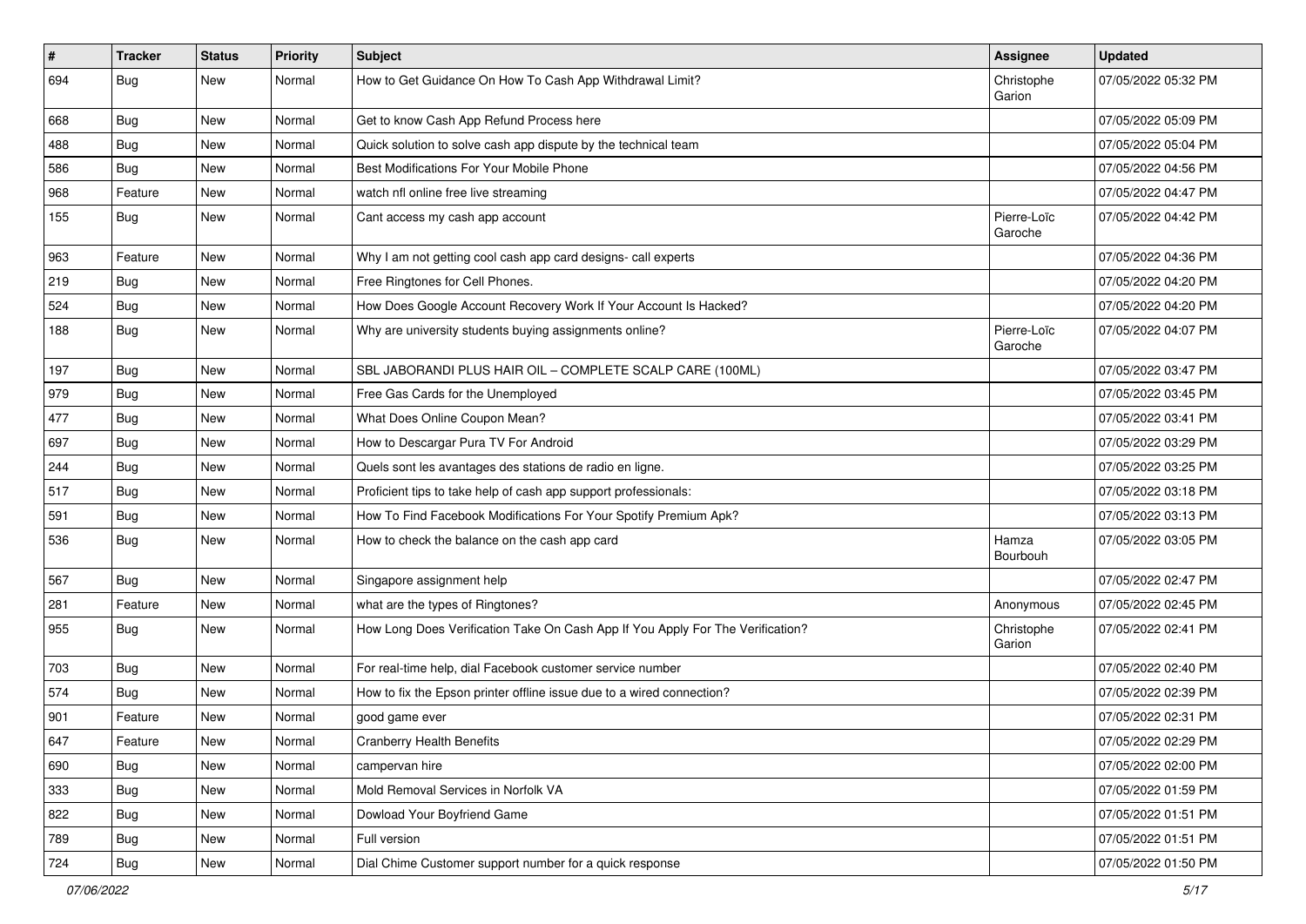| # | Tracker | Status | Priority | Subject | Assignee | Updated |
|---|---|---|---|---|---|---|
| 694 | Bug | New | Normal | How to Get Guidance On How To Cash App Withdrawal Limit? | Christophe Garion | 07/05/2022 05:32 PM |
| 668 | Bug | New | Normal | Get to know Cash App Refund Process here | | 07/05/2022 05:09 PM |
| 488 | Bug | New | Normal | Quick solution to solve cash app dispute by the technical team | | 07/05/2022 05:04 PM |
| 586 | Bug | New | Normal | Best Modifications For Your Mobile Phone | | 07/05/2022 04:56 PM |
| 968 | Feature | New | Normal | watch nfl online free live streaming | | 07/05/2022 04:47 PM |
| 155 | Bug | New | Normal | Cant access my cash app account | Pierre-Loïc Garoche | 07/05/2022 04:42 PM |
| 963 | Feature | New | Normal | Why I am not getting cool cash app card designs- call experts | | 07/05/2022 04:36 PM |
| 219 | Bug | New | Normal | Free Ringtones for Cell Phones. | | 07/05/2022 04:20 PM |
| 524 | Bug | New | Normal | How Does Google Account Recovery Work If Your Account Is Hacked? | | 07/05/2022 04:20 PM |
| 188 | Bug | New | Normal | Why are university students buying assignments online? | Pierre-Loïc Garoche | 07/05/2022 04:07 PM |
| 197 | Bug | New | Normal | SBL JABORANDI PLUS HAIR OIL – COMPLETE SCALP CARE (100ML) | | 07/05/2022 03:47 PM |
| 979 | Bug | New | Normal | Free Gas Cards for the Unemployed | | 07/05/2022 03:45 PM |
| 477 | Bug | New | Normal | What Does Online Coupon Mean? | | 07/05/2022 03:41 PM |
| 697 | Bug | New | Normal | How to Descargar Pura TV For Android | | 07/05/2022 03:29 PM |
| 244 | Bug | New | Normal | Quels sont les avantages des stations de radio en ligne. | | 07/05/2022 03:25 PM |
| 517 | Bug | New | Normal | Proficient tips to take help of cash app support professionals: | | 07/05/2022 03:18 PM |
| 591 | Bug | New | Normal | How To Find Facebook Modifications For Your Spotify Premium Apk? | | 07/05/2022 03:13 PM |
| 536 | Bug | New | Normal | How to check the balance on the cash app card | Hamza Bourbouh | 07/05/2022 03:05 PM |
| 567 | Bug | New | Normal | Singapore assignment help | | 07/05/2022 02:47 PM |
| 281 | Feature | New | Normal | what are the types of Ringtones? | Anonymous | 07/05/2022 02:45 PM |
| 955 | Bug | New | Normal | How Long Does Verification Take On Cash App If You Apply For The Verification? | Christophe Garion | 07/05/2022 02:41 PM |
| 703 | Bug | New | Normal | For real-time help, dial Facebook customer service number | | 07/05/2022 02:40 PM |
| 574 | Bug | New | Normal | How to fix the Epson printer offline issue due to a wired connection? | | 07/05/2022 02:39 PM |
| 901 | Feature | New | Normal | good game ever | | 07/05/2022 02:31 PM |
| 647 | Feature | New | Normal | Cranberry Health Benefits | | 07/05/2022 02:29 PM |
| 690 | Bug | New | Normal | campervan hire | | 07/05/2022 02:00 PM |
| 333 | Bug | New | Normal | Mold Removal Services in Norfolk VA | | 07/05/2022 01:59 PM |
| 822 | Bug | New | Normal | Dowload Your Boyfriend Game | | 07/05/2022 01:51 PM |
| 789 | Bug | New | Normal | Full version | | 07/05/2022 01:51 PM |
| 724 | Bug | New | Normal | Dial Chime Customer support number for a quick response | | 07/05/2022 01:50 PM |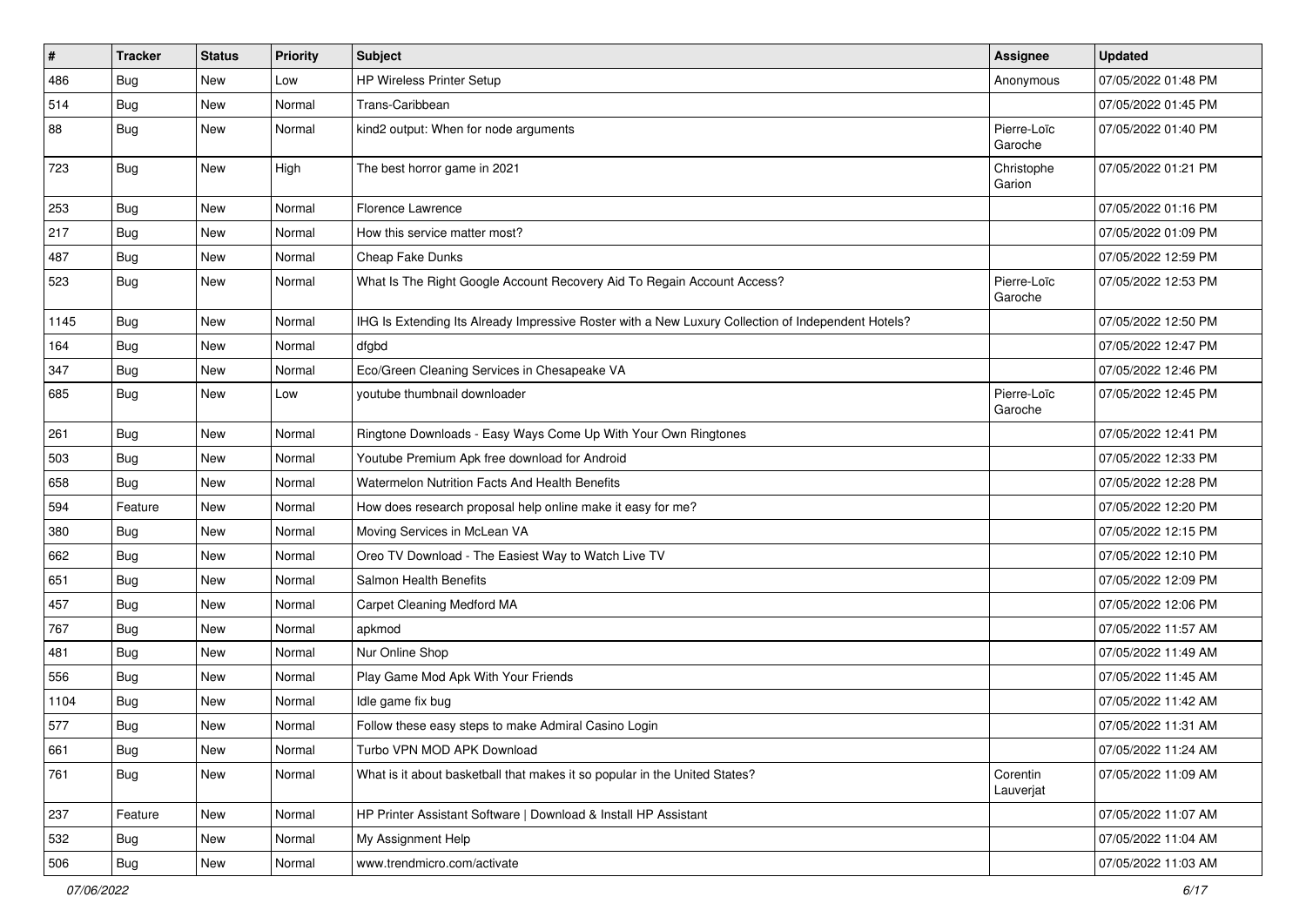| # | Tracker | Status | Priority | Subject | Assignee | Updated |
| --- | --- | --- | --- | --- | --- | --- |
| 486 | Bug | New | Low | HP Wireless Printer Setup | Anonymous | 07/05/2022 01:48 PM |
| 514 | Bug | New | Normal | Trans-Caribbean | | 07/05/2022 01:45 PM |
| 88 | Bug | New | Normal | kind2 output: When for node arguments | Pierre-Loïc Garoche | 07/05/2022 01:40 PM |
| 723 | Bug | New | High | The best horror game in 2021 | Christophe Garion | 07/05/2022 01:21 PM |
| 253 | Bug | New | Normal | Florence Lawrence | | 07/05/2022 01:16 PM |
| 217 | Bug | New | Normal | How this service matter most? | | 07/05/2022 01:09 PM |
| 487 | Bug | New | Normal | Cheap Fake Dunks | | 07/05/2022 12:59 PM |
| 523 | Bug | New | Normal | What Is The Right Google Account Recovery Aid To Regain Account Access? | Pierre-Loïc Garoche | 07/05/2022 12:53 PM |
| 1145 | Bug | New | Normal | IHG Is Extending Its Already Impressive Roster with a New Luxury Collection of Independent Hotels? | | 07/05/2022 12:50 PM |
| 164 | Bug | New | Normal | dfgbd | | 07/05/2022 12:47 PM |
| 347 | Bug | New | Normal | Eco/Green Cleaning Services in Chesapeake VA | | 07/05/2022 12:46 PM |
| 685 | Bug | New | Low | youtube thumbnail downloader | Pierre-Loïc Garoche | 07/05/2022 12:45 PM |
| 261 | Bug | New | Normal | Ringtone Downloads - Easy Ways Come Up With Your Own Ringtones | | 07/05/2022 12:41 PM |
| 503 | Bug | New | Normal | Youtube Premium Apk free download for Android | | 07/05/2022 12:33 PM |
| 658 | Bug | New | Normal | Watermelon Nutrition Facts And Health Benefits | | 07/05/2022 12:28 PM |
| 594 | Feature | New | Normal | How does research proposal help online make it easy for me? | | 07/05/2022 12:20 PM |
| 380 | Bug | New | Normal | Moving Services in McLean VA | | 07/05/2022 12:15 PM |
| 662 | Bug | New | Normal | Oreo TV Download - The Easiest Way to Watch Live TV | | 07/05/2022 12:10 PM |
| 651 | Bug | New | Normal | Salmon Health Benefits | | 07/05/2022 12:09 PM |
| 457 | Bug | New | Normal | Carpet Cleaning Medford MA | | 07/05/2022 12:06 PM |
| 767 | Bug | New | Normal | apkmod | | 07/05/2022 11:57 AM |
| 481 | Bug | New | Normal | Nur Online Shop | | 07/05/2022 11:49 AM |
| 556 | Bug | New | Normal | Play Game Mod Apk With Your Friends | | 07/05/2022 11:45 AM |
| 1104 | Bug | New | Normal | Idle game fix bug | | 07/05/2022 11:42 AM |
| 577 | Bug | New | Normal | Follow these easy steps to make Admiral Casino Login | | 07/05/2022 11:31 AM |
| 661 | Bug | New | Normal | Turbo VPN MOD APK Download | | 07/05/2022 11:24 AM |
| 761 | Bug | New | Normal | What is it about basketball that makes it so popular in the United States? | Corentin Lauverjat | 07/05/2022 11:09 AM |
| 237 | Feature | New | Normal | HP Printer Assistant Software \| Download & Install HP Assistant | | 07/05/2022 11:07 AM |
| 532 | Bug | New | Normal | My Assignment Help | | 07/05/2022 11:04 AM |
| 506 | Bug | New | Normal | www.trendmicro.com/activate | | 07/05/2022 11:03 AM |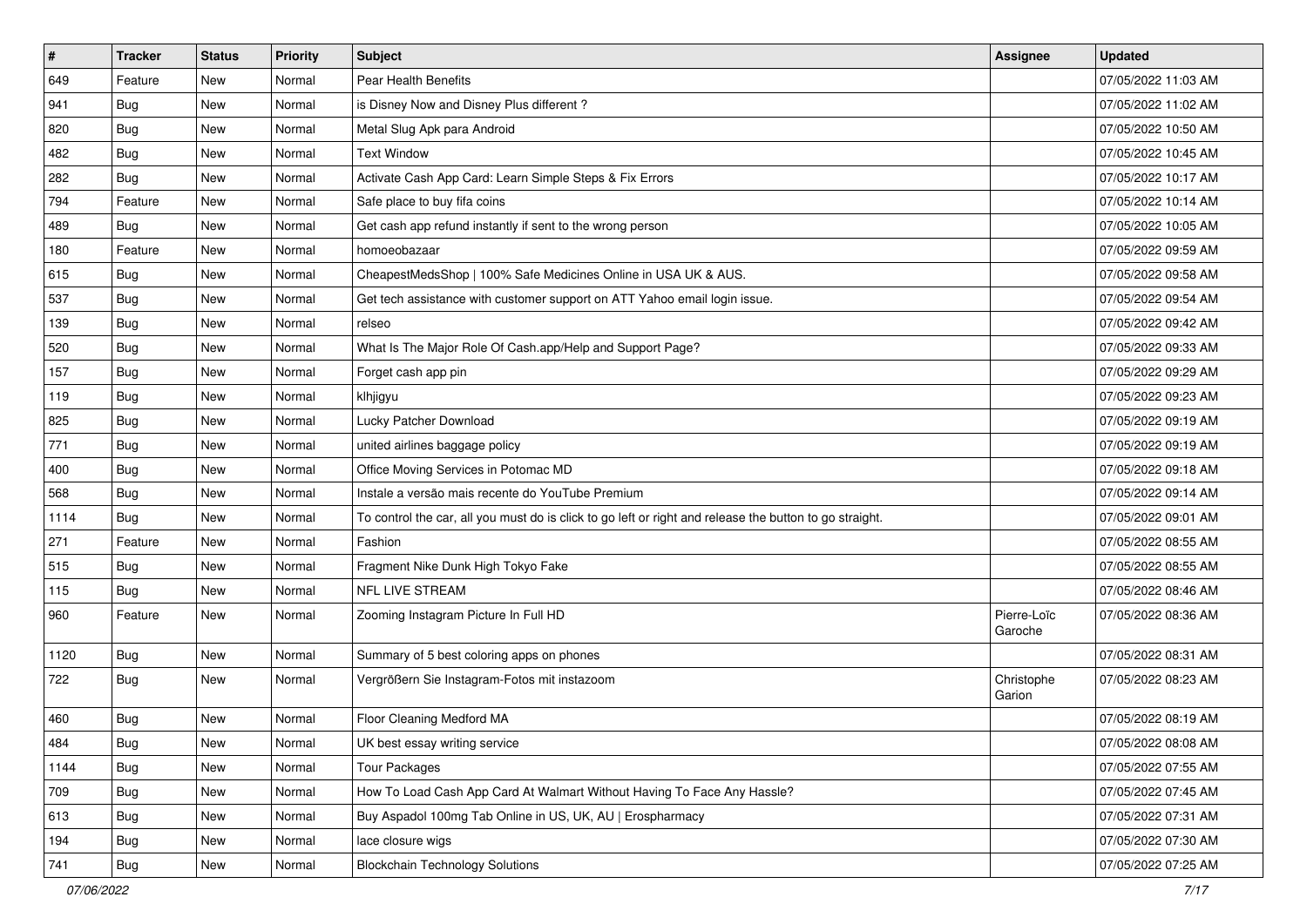| # | Tracker | Status | Priority | Subject | Assignee | Updated |
|---|---|---|---|---|---|---|
| 649 | Feature | New | Normal | Pear Health Benefits | | 07/05/2022 11:03 AM |
| 941 | Bug | New | Normal | is Disney Now and Disney Plus different ? | | 07/05/2022 11:02 AM |
| 820 | Bug | New | Normal | Metal Slug Apk para Android | | 07/05/2022 10:50 AM |
| 482 | Bug | New | Normal | Text Window | | 07/05/2022 10:45 AM |
| 282 | Bug | New | Normal | Activate Cash App Card: Learn Simple Steps & Fix Errors | | 07/05/2022 10:17 AM |
| 794 | Feature | New | Normal | Safe place to buy fifa coins | | 07/05/2022 10:14 AM |
| 489 | Bug | New | Normal | Get cash app refund instantly if sent to the wrong person | | 07/05/2022 10:05 AM |
| 180 | Feature | New | Normal | homoeobazaar | | 07/05/2022 09:59 AM |
| 615 | Bug | New | Normal | CheapestMedsShop \| 100% Safe Medicines Online in USA UK & AUS. | | 07/05/2022 09:58 AM |
| 537 | Bug | New | Normal | Get tech assistance with customer support on ATT Yahoo email login issue. | | 07/05/2022 09:54 AM |
| 139 | Bug | New | Normal | relseo | | 07/05/2022 09:42 AM |
| 520 | Bug | New | Normal | What Is The Major Role Of Cash.app/Help and Support Page? | | 07/05/2022 09:33 AM |
| 157 | Bug | New | Normal | Forget cash app pin | | 07/05/2022 09:29 AM |
| 119 | Bug | New | Normal | klhjigyu | | 07/05/2022 09:23 AM |
| 825 | Bug | New | Normal | Lucky Patcher Download | | 07/05/2022 09:19 AM |
| 771 | Bug | New | Normal | united airlines baggage policy | | 07/05/2022 09:19 AM |
| 400 | Bug | New | Normal | Office Moving Services in Potomac MD | | 07/05/2022 09:18 AM |
| 568 | Bug | New | Normal | Instale a versão mais recente do YouTube Premium | | 07/05/2022 09:14 AM |
| 1114 | Bug | New | Normal | To control the car, all you must do is click to go left or right and release the button to go straight. | | 07/05/2022 09:01 AM |
| 271 | Feature | New | Normal | Fashion | | 07/05/2022 08:55 AM |
| 515 | Bug | New | Normal | Fragment Nike Dunk High Tokyo Fake | | 07/05/2022 08:55 AM |
| 115 | Bug | New | Normal | NFL LIVE STREAM | | 07/05/2022 08:46 AM |
| 960 | Feature | New | Normal | Zooming Instagram Picture In Full HD | Pierre-Loïc Garoche | 07/05/2022 08:36 AM |
| 1120 | Bug | New | Normal | Summary of 5 best coloring apps on phones | | 07/05/2022 08:31 AM |
| 722 | Bug | New | Normal | Vergrößern Sie Instagram-Fotos mit instazoom | Christophe Garion | 07/05/2022 08:23 AM |
| 460 | Bug | New | Normal | Floor Cleaning Medford MA | | 07/05/2022 08:19 AM |
| 484 | Bug | New | Normal | UK best essay writing service | | 07/05/2022 08:08 AM |
| 1144 | Bug | New | Normal | Tour Packages | | 07/05/2022 07:55 AM |
| 709 | Bug | New | Normal | How To Load Cash App Card At Walmart Without Having To Face Any Hassle? | | 07/05/2022 07:45 AM |
| 613 | Bug | New | Normal | Buy Aspadol 100mg Tab Online in US, UK, AU \| Erospharmacy | | 07/05/2022 07:31 AM |
| 194 | Bug | New | Normal | lace closure wigs | | 07/05/2022 07:30 AM |
| 741 | Bug | New | Normal | Blockchain Technology Solutions | | 07/05/2022 07:25 AM |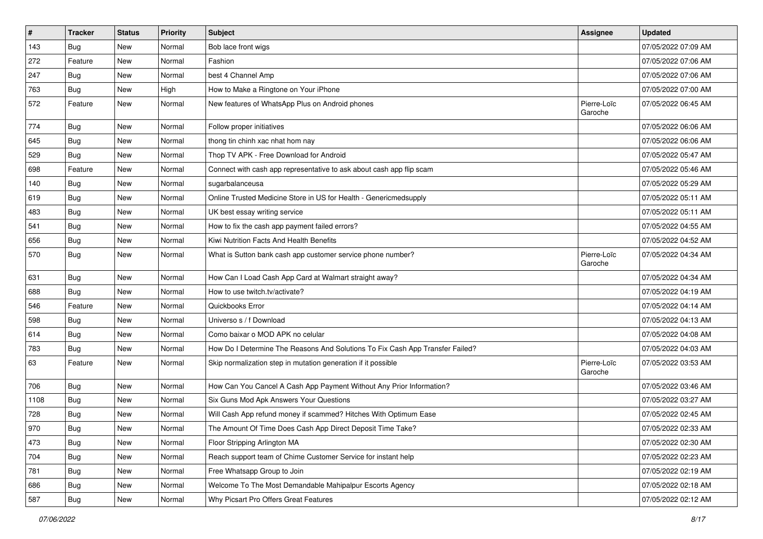| # | Tracker | Status | Priority | Subject | Assignee | Updated |
|---|---|---|---|---|---|---|
| 143 | Bug | New | Normal | Bob lace front wigs | | 07/05/2022 07:09 AM |
| 272 | Feature | New | Normal | Fashion | | 07/05/2022 07:06 AM |
| 247 | Bug | New | Normal | best 4 Channel Amp | | 07/05/2022 07:06 AM |
| 763 | Bug | New | High | How to Make a Ringtone on Your iPhone | | 07/05/2022 07:00 AM |
| 572 | Feature | New | Normal | New features of WhatsApp Plus on Android phones | Pierre-Loïc Garoche | 07/05/2022 06:45 AM |
| 774 | Bug | New | Normal | Follow proper initiatives | | 07/05/2022 06:06 AM |
| 645 | Bug | New | Normal | thong tin chinh xac nhat hom nay | | 07/05/2022 06:06 AM |
| 529 | Bug | New | Normal | Thop TV APK - Free Download for Android | | 07/05/2022 05:47 AM |
| 698 | Feature | New | Normal | Connect with cash app representative to ask about cash app flip scam | | 07/05/2022 05:46 AM |
| 140 | Bug | New | Normal | sugarbalanceusa | | 07/05/2022 05:29 AM |
| 619 | Bug | New | Normal | Online Trusted Medicine Store in US for Health - Genericmedsupply | | 07/05/2022 05:11 AM |
| 483 | Bug | New | Normal | UK best essay writing service | | 07/05/2022 05:11 AM |
| 541 | Bug | New | Normal | How to fix the cash app payment failed errors? | | 07/05/2022 04:55 AM |
| 656 | Bug | New | Normal | Kiwi Nutrition Facts And Health Benefits | | 07/05/2022 04:52 AM |
| 570 | Bug | New | Normal | What is Sutton bank cash app customer service phone number? | Pierre-Loïc Garoche | 07/05/2022 04:34 AM |
| 631 | Bug | New | Normal | How Can I Load Cash App Card at Walmart straight away? | | 07/05/2022 04:34 AM |
| 688 | Bug | New | Normal | How to use twitch.tv/activate? | | 07/05/2022 04:19 AM |
| 546 | Feature | New | Normal | Quickbooks Error | | 07/05/2022 04:14 AM |
| 598 | Bug | New | Normal | Universo s / f Download | | 07/05/2022 04:13 AM |
| 614 | Bug | New | Normal | Como baixar o MOD APK no celular | | 07/05/2022 04:08 AM |
| 783 | Bug | New | Normal | How Do I Determine The Reasons And Solutions To Fix Cash App Transfer Failed? | | 07/05/2022 04:03 AM |
| 63 | Feature | New | Normal | Skip normalization step in mutation generation if it possible | Pierre-Loïc Garoche | 07/05/2022 03:53 AM |
| 706 | Bug | New | Normal | How Can You Cancel A Cash App Payment Without Any Prior Information? | | 07/05/2022 03:46 AM |
| 1108 | Bug | New | Normal | Six Guns Mod Apk Answers Your Questions | | 07/05/2022 03:27 AM |
| 728 | Bug | New | Normal | Will Cash App refund money if scammed? Hitches With Optimum Ease | | 07/05/2022 02:45 AM |
| 970 | Bug | New | Normal | The Amount Of Time Does Cash App Direct Deposit Time Take? | | 07/05/2022 02:33 AM |
| 473 | Bug | New | Normal | Floor Stripping Arlington MA | | 07/05/2022 02:30 AM |
| 704 | Bug | New | Normal | Reach support team of Chime Customer Service for instant help | | 07/05/2022 02:23 AM |
| 781 | Bug | New | Normal | Free Whatsapp Group to Join | | 07/05/2022 02:19 AM |
| 686 | Bug | New | Normal | Welcome To The Most Demandable Mahipalpur Escorts Agency | | 07/05/2022 02:18 AM |
| 587 | Bug | New | Normal | Why Picsart Pro Offers Great Features | | 07/05/2022 02:12 AM |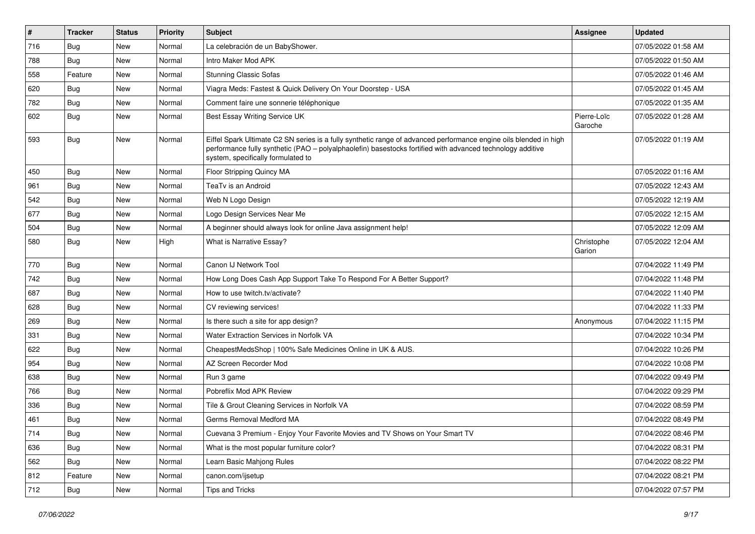| # | Tracker | Status | Priority | Subject | Assignee | Updated |
|---|---|---|---|---|---|---|
| 716 | Bug | New | Normal | La celebración de un BabyShower. | | 07/05/2022 01:58 AM |
| 788 | Bug | New | Normal | Intro Maker Mod APK | | 07/05/2022 01:50 AM |
| 558 | Feature | New | Normal | Stunning Classic Sofas | | 07/05/2022 01:46 AM |
| 620 | Bug | New | Normal | Viagra Meds: Fastest & Quick Delivery On Your Doorstep - USA | | 07/05/2022 01:45 AM |
| 782 | Bug | New | Normal | Comment faire une sonnerie téléphonique | | 07/05/2022 01:35 AM |
| 602 | Bug | New | Normal | Best Essay Writing Service UK | Pierre-Loïc Garoche | 07/05/2022 01:28 AM |
| 593 | Bug | New | Normal | Eiffel Spark Ultimate C2 SN series is a fully synthetic range of advanced performance engine oils blended in high performance fully synthetic (PAO – polyalphaolefin) basestocks fortified with advanced technology additive system, specifically formulated to | | 07/05/2022 01:19 AM |
| 450 | Bug | New | Normal | Floor Stripping Quincy MA | | 07/05/2022 01:16 AM |
| 961 | Bug | New | Normal | TeaTv is an Android | | 07/05/2022 12:43 AM |
| 542 | Bug | New | Normal | Web N Logo Design | | 07/05/2022 12:19 AM |
| 677 | Bug | New | Normal | Logo Design Services Near Me | | 07/05/2022 12:15 AM |
| 504 | Bug | New | Normal | A beginner should always look for online Java assignment help! | | 07/05/2022 12:09 AM |
| 580 | Bug | New | High | What is Narrative Essay? | Christophe Garion | 07/05/2022 12:04 AM |
| 770 | Bug | New | Normal | Canon IJ Network Tool | | 07/04/2022 11:49 PM |
| 742 | Bug | New | Normal | How Long Does Cash App Support Take To Respond For A Better Support? | | 07/04/2022 11:48 PM |
| 687 | Bug | New | Normal | How to use twitch.tv/activate? | | 07/04/2022 11:40 PM |
| 628 | Bug | New | Normal | CV reviewing services! | | 07/04/2022 11:33 PM |
| 269 | Bug | New | Normal | Is there such a site for app design? | Anonymous | 07/04/2022 11:15 PM |
| 331 | Bug | New | Normal | Water Extraction Services in Norfolk VA | | 07/04/2022 10:34 PM |
| 622 | Bug | New | Normal | CheapestMedsShop \| 100% Safe Medicines Online in UK & AUS. | | 07/04/2022 10:26 PM |
| 954 | Bug | New | Normal | AZ Screen Recorder Mod | | 07/04/2022 10:08 PM |
| 638 | Bug | New | Normal | Run 3 game | | 07/04/2022 09:49 PM |
| 766 | Bug | New | Normal | Pobreflix Mod APK Review | | 07/04/2022 09:29 PM |
| 336 | Bug | New | Normal | Tile & Grout Cleaning Services in Norfolk VA | | 07/04/2022 08:59 PM |
| 461 | Bug | New | Normal | Germs Removal Medford MA | | 07/04/2022 08:49 PM |
| 714 | Bug | New | Normal | Cuevana 3 Premium - Enjoy Your Favorite Movies and TV Shows on Your Smart TV | | 07/04/2022 08:46 PM |
| 636 | Bug | New | Normal | What is the most popular furniture color? | | 07/04/2022 08:31 PM |
| 562 | Bug | New | Normal | Learn Basic Mahjong Rules | | 07/04/2022 08:22 PM |
| 812 | Feature | New | Normal | canon.com/ijsetup | | 07/04/2022 08:21 PM |
| 712 | Bug | New | Normal | Tips and Tricks | | 07/04/2022 07:57 PM |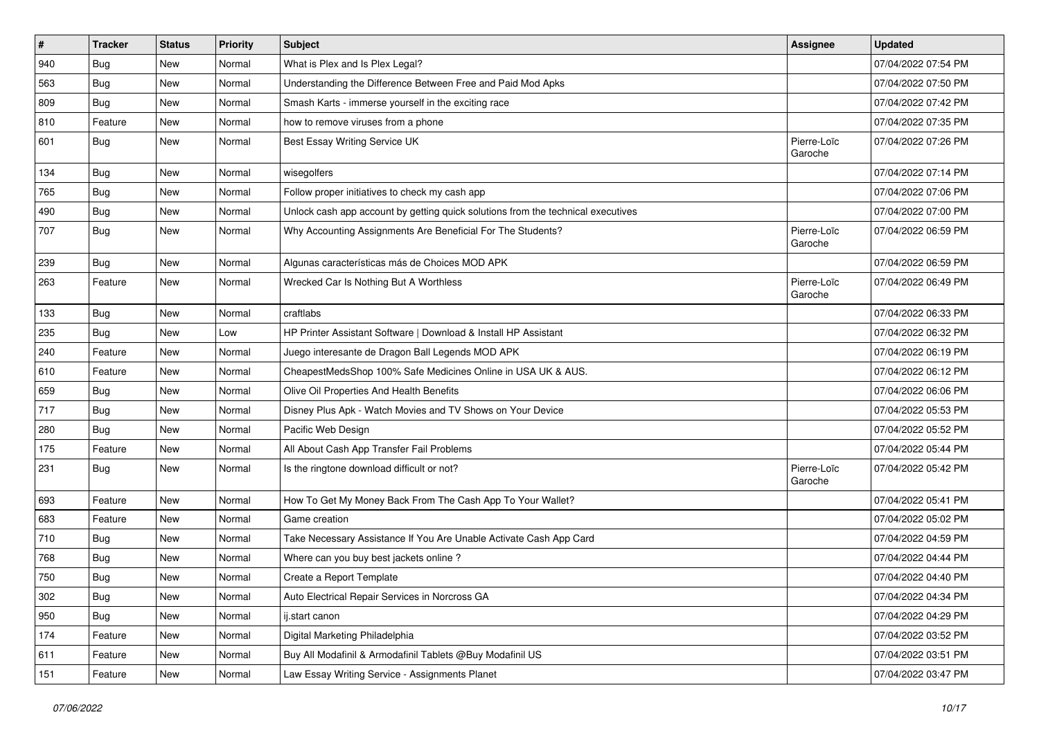| # | Tracker | Status | Priority | Subject | Assignee | Updated |
|---|---|---|---|---|---|---|
| 940 | Bug | New | Normal | What is Plex and Is Plex Legal? | | 07/04/2022 07:54 PM |
| 563 | Bug | New | Normal | Understanding the Difference Between Free and Paid Mod Apks | | 07/04/2022 07:50 PM |
| 809 | Bug | New | Normal | Smash Karts - immerse yourself in the exciting race | | 07/04/2022 07:42 PM |
| 810 | Feature | New | Normal | how to remove viruses from a phone | | 07/04/2022 07:35 PM |
| 601 | Bug | New | Normal | Best Essay Writing Service UK | Pierre-Loïc Garoche | 07/04/2022 07:26 PM |
| 134 | Bug | New | Normal | wisegolfers | | 07/04/2022 07:14 PM |
| 765 | Bug | New | Normal | Follow proper initiatives to check my cash app | | 07/04/2022 07:06 PM |
| 490 | Bug | New | Normal | Unlock cash app account by getting quick solutions from the technical executives | | 07/04/2022 07:00 PM |
| 707 | Bug | New | Normal | Why Accounting Assignments Are Beneficial For The Students? | Pierre-Loïc Garoche | 07/04/2022 06:59 PM |
| 239 | Bug | New | Normal | Algunas características más de Choices MOD APK | | 07/04/2022 06:59 PM |
| 263 | Feature | New | Normal | Wrecked Car Is Nothing But A Worthless | Pierre-Loïc Garoche | 07/04/2022 06:49 PM |
| 133 | Bug | New | Normal | craftlabs | | 07/04/2022 06:33 PM |
| 235 | Bug | New | Low | HP Printer Assistant Software \| Download & Install HP Assistant | | 07/04/2022 06:32 PM |
| 240 | Feature | New | Normal | Juego interesante de Dragon Ball Legends MOD APK | | 07/04/2022 06:19 PM |
| 610 | Feature | New | Normal | CheapestMedsShop 100% Safe Medicines Online in USA UK & AUS. | | 07/04/2022 06:12 PM |
| 659 | Bug | New | Normal | Olive Oil Properties And Health Benefits | | 07/04/2022 06:06 PM |
| 717 | Bug | New | Normal | Disney Plus Apk - Watch Movies and TV Shows on Your Device | | 07/04/2022 05:53 PM |
| 280 | Bug | New | Normal | Pacific Web Design | | 07/04/2022 05:52 PM |
| 175 | Feature | New | Normal | All About Cash App Transfer Fail Problems | | 07/04/2022 05:44 PM |
| 231 | Bug | New | Normal | Is the ringtone download difficult or not? | Pierre-Loïc Garoche | 07/04/2022 05:42 PM |
| 693 | Feature | New | Normal | How To Get My Money Back From The Cash App To Your Wallet? | | 07/04/2022 05:41 PM |
| 683 | Feature | New | Normal | Game creation | | 07/04/2022 05:02 PM |
| 710 | Bug | New | Normal | Take Necessary Assistance If You Are Unable Activate Cash App Card | | 07/04/2022 04:59 PM |
| 768 | Bug | New | Normal | Where can you buy best jackets online ? | | 07/04/2022 04:44 PM |
| 750 | Bug | New | Normal | Create a Report Template | | 07/04/2022 04:40 PM |
| 302 | Bug | New | Normal | Auto Electrical Repair Services in Norcross GA | | 07/04/2022 04:34 PM |
| 950 | Bug | New | Normal | ij.start canon | | 07/04/2022 04:29 PM |
| 174 | Feature | New | Normal | Digital Marketing Philadelphia | | 07/04/2022 03:52 PM |
| 611 | Feature | New | Normal | Buy All Modafinil & Armodafinil Tablets @Buy Modafinil US | | 07/04/2022 03:51 PM |
| 151 | Feature | New | Normal | Law Essay Writing Service - Assignments Planet | | 07/04/2022 03:47 PM |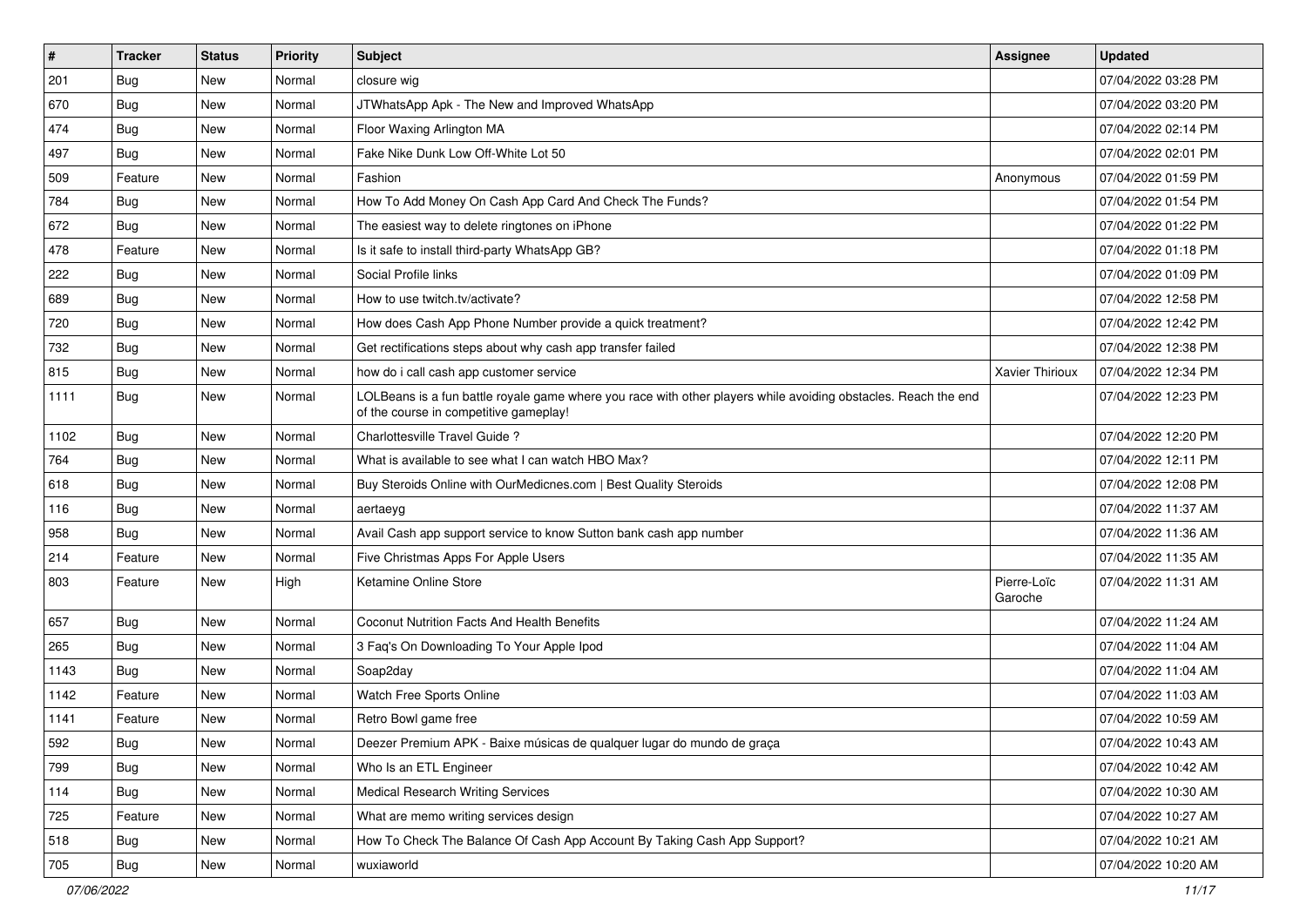| # | Tracker | Status | Priority | Subject | Assignee | Updated |
| --- | --- | --- | --- | --- | --- | --- |
| 201 | Bug | New | Normal | closure wig | | 07/04/2022 03:28 PM |
| 670 | Bug | New | Normal | JTWhatsApp Apk - The New and Improved WhatsApp | | 07/04/2022 03:20 PM |
| 474 | Bug | New | Normal | Floor Waxing Arlington MA | | 07/04/2022 02:14 PM |
| 497 | Bug | New | Normal | Fake Nike Dunk Low Off-White Lot 50 | | 07/04/2022 02:01 PM |
| 509 | Feature | New | Normal | Fashion | Anonymous | 07/04/2022 01:59 PM |
| 784 | Bug | New | Normal | How To Add Money On Cash App Card And Check The Funds? | | 07/04/2022 01:54 PM |
| 672 | Bug | New | Normal | The easiest way to delete ringtones on iPhone | | 07/04/2022 01:22 PM |
| 478 | Feature | New | Normal | Is it safe to install third-party WhatsApp GB? | | 07/04/2022 01:18 PM |
| 222 | Bug | New | Normal | Social Profile links | | 07/04/2022 01:09 PM |
| 689 | Bug | New | Normal | How to use twitch.tv/activate? | | 07/04/2022 12:58 PM |
| 720 | Bug | New | Normal | How does Cash App Phone Number provide a quick treatment? | | 07/04/2022 12:42 PM |
| 732 | Bug | New | Normal | Get rectifications steps about why cash app transfer failed | | 07/04/2022 12:38 PM |
| 815 | Bug | New | Normal | how do i call cash app customer service | Xavier Thirioux | 07/04/2022 12:34 PM |
| 1111 | Bug | New | Normal | LOLBeans is a fun battle royale game where you race with other players while avoiding obstacles. Reach the end of the course in competitive gameplay! | | 07/04/2022 12:23 PM |
| 1102 | Bug | New | Normal | Charlottesville Travel Guide ? | | 07/04/2022 12:20 PM |
| 764 | Bug | New | Normal | What is available to see what I can watch HBO Max? | | 07/04/2022 12:11 PM |
| 618 | Bug | New | Normal | Buy Steroids Online with OurMedicnes.com \| Best Quality Steroids | | 07/04/2022 12:08 PM |
| 116 | Bug | New | Normal | aertaeyg | | 07/04/2022 11:37 AM |
| 958 | Bug | New | Normal | Avail Cash app support service to know Sutton bank cash app number | | 07/04/2022 11:36 AM |
| 214 | Feature | New | Normal | Five Christmas Apps For Apple Users | | 07/04/2022 11:35 AM |
| 803 | Feature | New | High | Ketamine Online Store | Pierre-Loïc Garoche | 07/04/2022 11:31 AM |
| 657 | Bug | New | Normal | Coconut Nutrition Facts And Health Benefits | | 07/04/2022 11:24 AM |
| 265 | Bug | New | Normal | 3 Faq's On Downloading To Your Apple Ipod | | 07/04/2022 11:04 AM |
| 1143 | Bug | New | Normal | Soap2day | | 07/04/2022 11:04 AM |
| 1142 | Feature | New | Normal | Watch Free Sports Online | | 07/04/2022 11:03 AM |
| 1141 | Feature | New | Normal | Retro Bowl game free | | 07/04/2022 10:59 AM |
| 592 | Bug | New | Normal | Deezer Premium APK - Baixe músicas de qualquer lugar do mundo de graça | | 07/04/2022 10:43 AM |
| 799 | Bug | New | Normal | Who Is an ETL Engineer | | 07/04/2022 10:42 AM |
| 114 | Bug | New | Normal | Medical Research Writing Services | | 07/04/2022 10:30 AM |
| 725 | Feature | New | Normal | What are memo writing services design | | 07/04/2022 10:27 AM |
| 518 | Bug | New | Normal | How To Check The Balance Of Cash App Account By Taking Cash App Support? | | 07/04/2022 10:21 AM |
| 705 | Bug | New | Normal | wuxiaworld | | 07/04/2022 10:20 AM |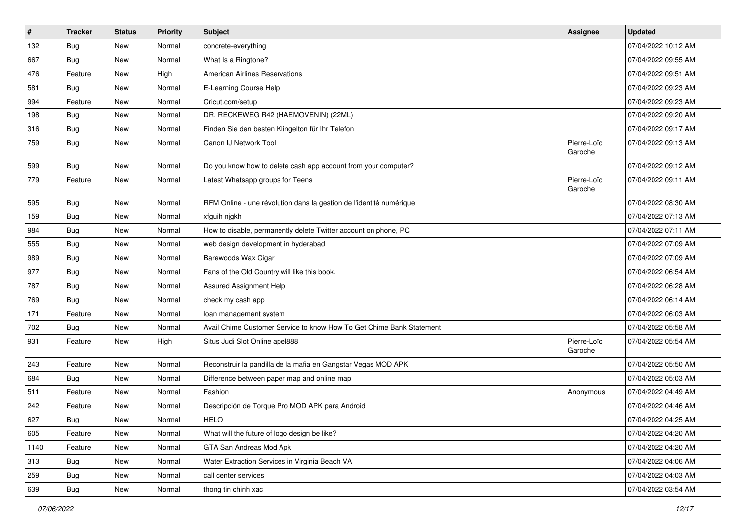| # | Tracker | Status | Priority | Subject | Assignee | Updated |
|---|---|---|---|---|---|---|
| 132 | Bug | New | Normal | concrete-everything | | 07/04/2022 10:12 AM |
| 667 | Bug | New | Normal | What Is a Ringtone? | | 07/04/2022 09:55 AM |
| 476 | Feature | New | High | American Airlines Reservations | | 07/04/2022 09:51 AM |
| 581 | Bug | New | Normal | E-Learning Course Help | | 07/04/2022 09:23 AM |
| 994 | Feature | New | Normal | Cricut.com/setup | | 07/04/2022 09:23 AM |
| 198 | Bug | New | Normal | DR. RECKEWEG R42 (HAEMOVENIN) (22ML) | | 07/04/2022 09:20 AM |
| 316 | Bug | New | Normal | Finden Sie den besten Klingelton für Ihr Telefon | | 07/04/2022 09:17 AM |
| 759 | Bug | New | Normal | Canon IJ Network Tool | Pierre-Loïc Garoche | 07/04/2022 09:13 AM |
| 599 | Bug | New | Normal | Do you know how to delete cash app account from your computer? | | 07/04/2022 09:12 AM |
| 779 | Feature | New | Normal | Latest Whatsapp groups for Teens | Pierre-Loïc Garoche | 07/04/2022 09:11 AM |
| 595 | Bug | New | Normal | RFM Online - une révolution dans la gestion de l'identité numérique | | 07/04/2022 08:30 AM |
| 159 | Bug | New | Normal | xfguih njgkh | | 07/04/2022 07:13 AM |
| 984 | Bug | New | Normal | How to disable, permanently delete Twitter account on phone, PC | | 07/04/2022 07:11 AM |
| 555 | Bug | New | Normal | web design development in hyderabad | | 07/04/2022 07:09 AM |
| 989 | Bug | New | Normal | Barewoods Wax Cigar | | 07/04/2022 07:09 AM |
| 977 | Bug | New | Normal | Fans of the Old Country will like this book. | | 07/04/2022 06:54 AM |
| 787 | Bug | New | Normal | Assured Assignment Help | | 07/04/2022 06:28 AM |
| 769 | Bug | New | Normal | check my cash app | | 07/04/2022 06:14 AM |
| 171 | Feature | New | Normal | loan management system | | 07/04/2022 06:03 AM |
| 702 | Bug | New | Normal | Avail Chime Customer Service to know How To Get Chime Bank Statement | | 07/04/2022 05:58 AM |
| 931 | Feature | New | High | Situs Judi Slot Online apel888 | Pierre-Loïc Garoche | 07/04/2022 05:54 AM |
| 243 | Feature | New | Normal | Reconstruir la pandilla de la mafia en Gangstar Vegas MOD APK | | 07/04/2022 05:50 AM |
| 684 | Bug | New | Normal | Difference between paper map and online map | | 07/04/2022 05:03 AM |
| 511 | Feature | New | Normal | Fashion | Anonymous | 07/04/2022 04:49 AM |
| 242 | Feature | New | Normal | Descripción de Torque Pro MOD APK para Android | | 07/04/2022 04:46 AM |
| 627 | Bug | New | Normal | HELO | | 07/04/2022 04:25 AM |
| 605 | Feature | New | Normal | What will the future of logo design be like? | | 07/04/2022 04:20 AM |
| 1140 | Feature | New | Normal | GTA San Andreas Mod Apk | | 07/04/2022 04:20 AM |
| 313 | Bug | New | Normal | Water Extraction Services in Virginia Beach VA | | 07/04/2022 04:06 AM |
| 259 | Bug | New | Normal | call center services | | 07/04/2022 04:03 AM |
| 639 | Bug | New | Normal | thong tin chinh xac | | 07/04/2022 03:54 AM |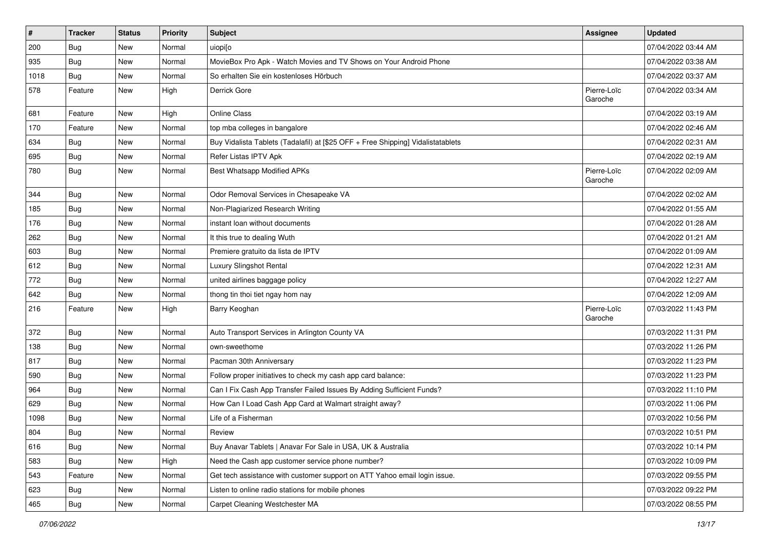| # | Tracker | Status | Priority | Subject | Assignee | Updated |
|---|---|---|---|---|---|---|
| 200 | Bug | New | Normal | uiopi[o |  | 07/04/2022 03:44 AM |
| 935 | Bug | New | Normal | MovieBox Pro Apk - Watch Movies and TV Shows on Your Android Phone |  | 07/04/2022 03:38 AM |
| 1018 | Bug | New | Normal | So erhalten Sie ein kostenloses Hörbuch |  | 07/04/2022 03:37 AM |
| 578 | Feature | New | High | Derrick Gore | Pierre-Loïc Garoche | 07/04/2022 03:34 AM |
| 681 | Feature | New | High | Online Class |  | 07/04/2022 03:19 AM |
| 170 | Feature | New | Normal | top mba colleges in bangalore |  | 07/04/2022 02:46 AM |
| 634 | Bug | New | Normal | Buy Vidalista Tablets (Tadalafil) at [$25 OFF + Free Shipping] Vidalistatablets |  | 07/04/2022 02:31 AM |
| 695 | Bug | New | Normal | Refer Listas IPTV Apk |  | 07/04/2022 02:19 AM |
| 780 | Bug | New | Normal | Best Whatsapp Modified APKs | Pierre-Loïc Garoche | 07/04/2022 02:09 AM |
| 344 | Bug | New | Normal | Odor Removal Services in Chesapeake VA |  | 07/04/2022 02:02 AM |
| 185 | Bug | New | Normal | Non-Plagiarized Research Writing |  | 07/04/2022 01:55 AM |
| 176 | Bug | New | Normal | instant loan without documents |  | 07/04/2022 01:28 AM |
| 262 | Bug | New | Normal | It this true to dealing Wuth |  | 07/04/2022 01:21 AM |
| 603 | Bug | New | Normal | Premiere gratuito da lista de IPTV |  | 07/04/2022 01:09 AM |
| 612 | Bug | New | Normal | Luxury Slingshot Rental |  | 07/04/2022 12:31 AM |
| 772 | Bug | New | Normal | united airlines baggage policy |  | 07/04/2022 12:27 AM |
| 642 | Bug | New | Normal | thong tin thoi tiet ngay hom nay |  | 07/04/2022 12:09 AM |
| 216 | Feature | New | High | Barry Keoghan | Pierre-Loïc Garoche | 07/03/2022 11:43 PM |
| 372 | Bug | New | Normal | Auto Transport Services in Arlington County VA |  | 07/03/2022 11:31 PM |
| 138 | Bug | New | Normal | own-sweethome |  | 07/03/2022 11:26 PM |
| 817 | Bug | New | Normal | Pacman 30th Anniversary |  | 07/03/2022 11:23 PM |
| 590 | Bug | New | Normal | Follow proper initiatives to check my cash app card balance: |  | 07/03/2022 11:23 PM |
| 964 | Bug | New | Normal | Can I Fix Cash App Transfer Failed Issues By Adding Sufficient Funds? |  | 07/03/2022 11:10 PM |
| 629 | Bug | New | Normal | How Can I Load Cash App Card at Walmart straight away? |  | 07/03/2022 11:06 PM |
| 1098 | Bug | New | Normal | Life of a Fisherman |  | 07/03/2022 10:56 PM |
| 804 | Bug | New | Normal | Review |  | 07/03/2022 10:51 PM |
| 616 | Bug | New | Normal | Buy Anavar Tablets \| Anavar For Sale in USA, UK & Australia |  | 07/03/2022 10:14 PM |
| 583 | Bug | New | High | Need the Cash app customer service phone number? |  | 07/03/2022 10:09 PM |
| 543 | Feature | New | Normal | Get tech assistance with customer support on ATT Yahoo email login issue. |  | 07/03/2022 09:55 PM |
| 623 | Bug | New | Normal | Listen to online radio stations for mobile phones |  | 07/03/2022 09:22 PM |
| 465 | Bug | New | Normal | Carpet Cleaning Westchester MA |  | 07/03/2022 08:55 PM |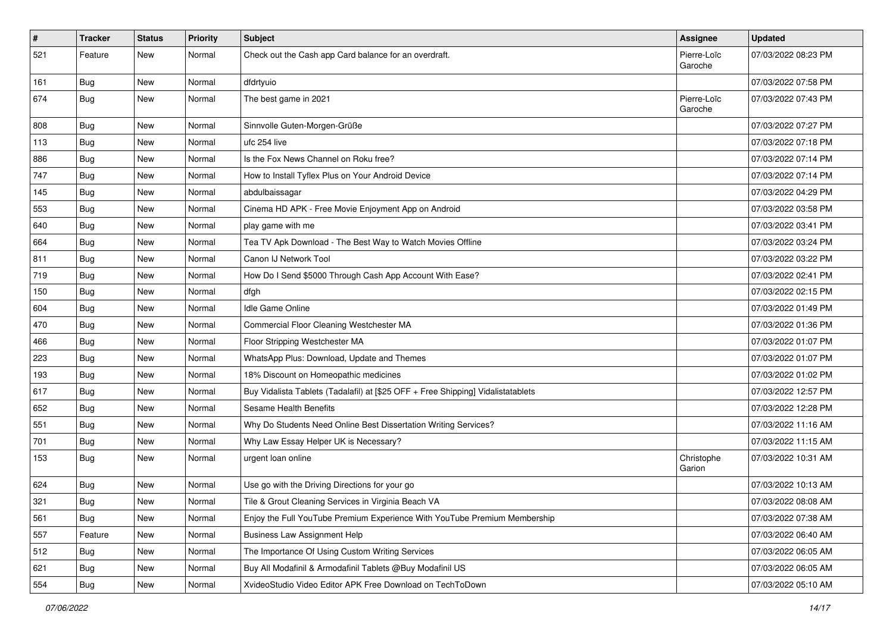| # | Tracker | Status | Priority | Subject | Assignee | Updated |
|---|---|---|---|---|---|---|
| 521 | Feature | New | Normal | Check out the Cash app Card balance for an overdraft. | Pierre-Loïc Garoche | 07/03/2022 08:23 PM |
| 161 | Bug | New | Normal | dfdrtyuio | | 07/03/2022 07:58 PM |
| 674 | Bug | New | Normal | The best game in 2021 | Pierre-Loïc Garoche | 07/03/2022 07:43 PM |
| 808 | Bug | New | Normal | Sinnvolle Guten-Morgen-Grüße | | 07/03/2022 07:27 PM |
| 113 | Bug | New | Normal | ufc 254 live | | 07/03/2022 07:18 PM |
| 886 | Bug | New | Normal | Is the Fox News Channel on Roku free? | | 07/03/2022 07:14 PM |
| 747 | Bug | New | Normal | How to Install Tyflex Plus on Your Android Device | | 07/03/2022 07:14 PM |
| 145 | Bug | New | Normal | abdulbaissagar | | 07/03/2022 04:29 PM |
| 553 | Bug | New | Normal | Cinema HD APK - Free Movie Enjoyment App on Android | | 07/03/2022 03:58 PM |
| 640 | Bug | New | Normal | play game with me | | 07/03/2022 03:41 PM |
| 664 | Bug | New | Normal | Tea TV Apk Download - The Best Way to Watch Movies Offline | | 07/03/2022 03:24 PM |
| 811 | Bug | New | Normal | Canon IJ Network Tool | | 07/03/2022 03:22 PM |
| 719 | Bug | New | Normal | How Do I Send $5000 Through Cash App Account With Ease? | | 07/03/2022 02:41 PM |
| 150 | Bug | New | Normal | dfgh | | 07/03/2022 02:15 PM |
| 604 | Bug | New | Normal | Idle Game Online | | 07/03/2022 01:49 PM |
| 470 | Bug | New | Normal | Commercial Floor Cleaning Westchester MA | | 07/03/2022 01:36 PM |
| 466 | Bug | New | Normal | Floor Stripping Westchester MA | | 07/03/2022 01:07 PM |
| 223 | Bug | New | Normal | WhatsApp Plus: Download, Update and Themes | | 07/03/2022 01:07 PM |
| 193 | Bug | New | Normal | 18% Discount on Homeopathic medicines | | 07/03/2022 01:02 PM |
| 617 | Bug | New | Normal | Buy Vidalista Tablets (Tadalafil) at [$25 OFF + Free Shipping] Vidalistatablets | | 07/03/2022 12:57 PM |
| 652 | Bug | New | Normal | Sesame Health Benefits | | 07/03/2022 12:28 PM |
| 551 | Bug | New | Normal | Why Do Students Need Online Best Dissertation Writing Services? | | 07/03/2022 11:16 AM |
| 701 | Bug | New | Normal | Why Law Essay Helper UK is Necessary? | | 07/03/2022 11:15 AM |
| 153 | Bug | New | Normal | urgent loan online | Christophe Garion | 07/03/2022 10:31 AM |
| 624 | Bug | New | Normal | Use go with the Driving Directions for your go | | 07/03/2022 10:13 AM |
| 321 | Bug | New | Normal | Tile & Grout Cleaning Services in Virginia Beach VA | | 07/03/2022 08:08 AM |
| 561 | Bug | New | Normal | Enjoy the Full YouTube Premium Experience With YouTube Premium Membership | | 07/03/2022 07:38 AM |
| 557 | Feature | New | Normal | Business Law Assignment Help | | 07/03/2022 06:40 AM |
| 512 | Bug | New | Normal | The Importance Of Using Custom Writing Services | | 07/03/2022 06:05 AM |
| 621 | Bug | New | Normal | Buy All Modafinil & Armodafinil Tablets @Buy Modafinil US | | 07/03/2022 06:05 AM |
| 554 | Bug | New | Normal | XvideoStudio Video Editor APK Free Download on TechToDown | | 07/03/2022 05:10 AM |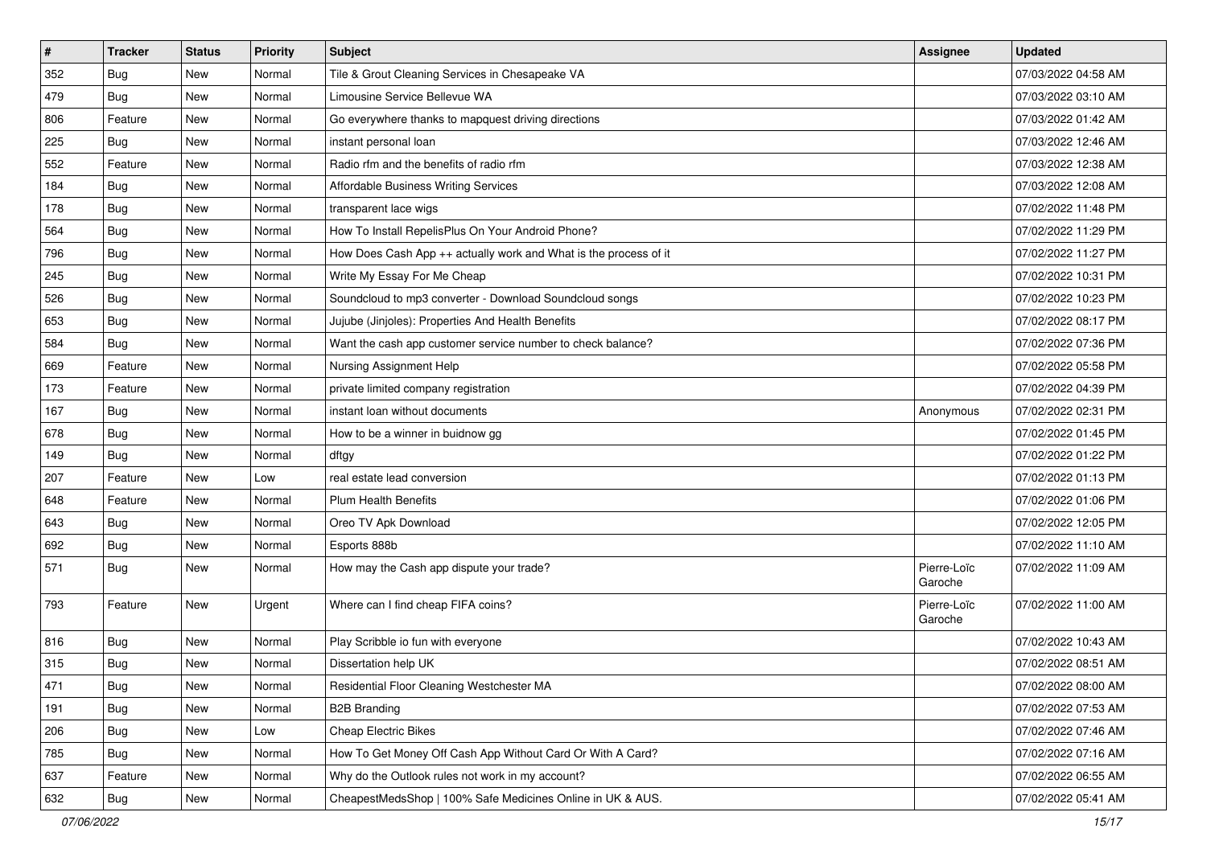| # | Tracker | Status | Priority | Subject | Assignee | Updated |
| --- | --- | --- | --- | --- | --- | --- |
| 352 | Bug | New | Normal | Tile & Grout Cleaning Services in Chesapeake VA | | 07/03/2022 04:58 AM |
| 479 | Bug | New | Normal | Limousine Service Bellevue WA | | 07/03/2022 03:10 AM |
| 806 | Feature | New | Normal | Go everywhere thanks to mapquest driving directions | | 07/03/2022 01:42 AM |
| 225 | Bug | New | Normal | instant personal loan | | 07/03/2022 12:46 AM |
| 552 | Feature | New | Normal | Radio rfm and the benefits of radio rfm | | 07/03/2022 12:38 AM |
| 184 | Bug | New | Normal | Affordable Business Writing Services | | 07/03/2022 12:08 AM |
| 178 | Bug | New | Normal | transparent lace wigs | | 07/02/2022 11:48 PM |
| 564 | Bug | New | Normal | How To Install RepelisPlus On Your Android Phone? | | 07/02/2022 11:29 PM |
| 796 | Bug | New | Normal | How Does Cash App ++ actually work and What is the process of it | | 07/02/2022 11:27 PM |
| 245 | Bug | New | Normal | Write My Essay For Me Cheap | | 07/02/2022 10:31 PM |
| 526 | Bug | New | Normal | Soundcloud to mp3 converter - Download Soundcloud songs | | 07/02/2022 10:23 PM |
| 653 | Bug | New | Normal | Jujube (Jinjoles): Properties And Health Benefits | | 07/02/2022 08:17 PM |
| 584 | Bug | New | Normal | Want the cash app customer service number to check balance? | | 07/02/2022 07:36 PM |
| 669 | Feature | New | Normal | Nursing Assignment Help | | 07/02/2022 05:58 PM |
| 173 | Feature | New | Normal | private limited company registration | | 07/02/2022 04:39 PM |
| 167 | Bug | New | Normal | instant loan without documents | Anonymous | 07/02/2022 02:31 PM |
| 678 | Bug | New | Normal | How to be a winner in buidnow gg | | 07/02/2022 01:45 PM |
| 149 | Bug | New | Normal | dftgy | | 07/02/2022 01:22 PM |
| 207 | Feature | New | Low | real estate lead conversion | | 07/02/2022 01:13 PM |
| 648 | Feature | New | Normal | Plum Health Benefits | | 07/02/2022 01:06 PM |
| 643 | Bug | New | Normal | Oreo TV Apk Download | | 07/02/2022 12:05 PM |
| 692 | Bug | New | Normal | Esports 888b | | 07/02/2022 11:10 AM |
| 571 | Bug | New | Normal | How may the Cash app dispute your trade? | Pierre-Loïc Garoche | 07/02/2022 11:09 AM |
| 793 | Feature | New | Urgent | Where can I find cheap FIFA coins? | Pierre-Loïc Garoche | 07/02/2022 11:00 AM |
| 816 | Bug | New | Normal | Play Scribble io fun with everyone | | 07/02/2022 10:43 AM |
| 315 | Bug | New | Normal | Dissertation help UK | | 07/02/2022 08:51 AM |
| 471 | Bug | New | Normal | Residential Floor Cleaning Westchester MA | | 07/02/2022 08:00 AM |
| 191 | Bug | New | Normal | B2B Branding | | 07/02/2022 07:53 AM |
| 206 | Bug | New | Low | Cheap Electric Bikes | | 07/02/2022 07:46 AM |
| 785 | Bug | New | Normal | How To Get Money Off Cash App Without Card Or With A Card? | | 07/02/2022 07:16 AM |
| 637 | Feature | New | Normal | Why do the Outlook rules not work in my account? | | 07/02/2022 06:55 AM |
| 632 | Bug | New | Normal | CheapestMedsShop \| 100% Safe Medicines Online in UK & AUS. | | 07/02/2022 05:41 AM |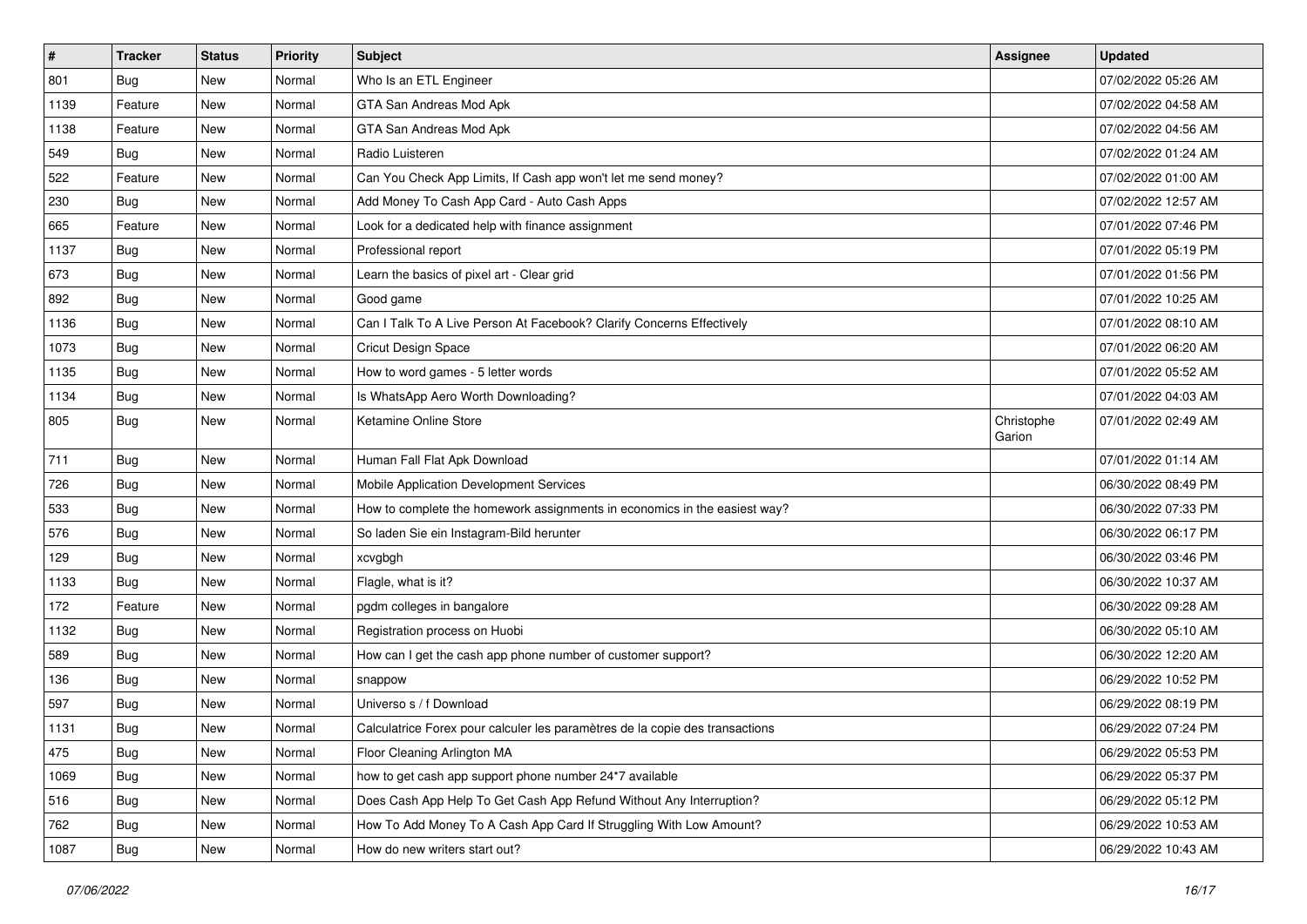| # | Tracker | Status | Priority | Subject | Assignee | Updated |
|---|---|---|---|---|---|---|
| 801 | Bug | New | Normal | Who Is an ETL Engineer | | 07/02/2022 05:26 AM |
| 1139 | Feature | New | Normal | GTA San Andreas Mod Apk | | 07/02/2022 04:58 AM |
| 1138 | Feature | New | Normal | GTA San Andreas Mod Apk | | 07/02/2022 04:56 AM |
| 549 | Bug | New | Normal | Radio Luisteren | | 07/02/2022 01:24 AM |
| 522 | Feature | New | Normal | Can You Check App Limits, If Cash app won't let me send money? | | 07/02/2022 01:00 AM |
| 230 | Bug | New | Normal | Add Money To Cash App Card - Auto Cash Apps | | 07/02/2022 12:57 AM |
| 665 | Feature | New | Normal | Look for a dedicated help with finance assignment | | 07/01/2022 07:46 PM |
| 1137 | Bug | New | Normal | Professional report | | 07/01/2022 05:19 PM |
| 673 | Bug | New | Normal | Learn the basics of pixel art - Clear grid | | 07/01/2022 01:56 PM |
| 892 | Bug | New | Normal | Good game | | 07/01/2022 10:25 AM |
| 1136 | Bug | New | Normal | Can I Talk To A Live Person At Facebook? Clarify Concerns Effectively | | 07/01/2022 08:10 AM |
| 1073 | Bug | New | Normal | Cricut Design Space | | 07/01/2022 06:20 AM |
| 1135 | Bug | New | Normal | How to word games - 5 letter words | | 07/01/2022 05:52 AM |
| 1134 | Bug | New | Normal | Is WhatsApp Aero Worth Downloading? | | 07/01/2022 04:03 AM |
| 805 | Bug | New | Normal | Ketamine Online Store | Christophe Garion | 07/01/2022 02:49 AM |
| 711 | Bug | New | Normal | Human Fall Flat Apk Download | | 07/01/2022 01:14 AM |
| 726 | Bug | New | Normal | Mobile Application Development Services | | 06/30/2022 08:49 PM |
| 533 | Bug | New | Normal | How to complete the homework assignments in economics in the easiest way? | | 06/30/2022 07:33 PM |
| 576 | Bug | New | Normal | So laden Sie ein Instagram-Bild herunter | | 06/30/2022 06:17 PM |
| 129 | Bug | New | Normal | xcvgbgh | | 06/30/2022 03:46 PM |
| 1133 | Bug | New | Normal | Flagle, what is it? | | 06/30/2022 10:37 AM |
| 172 | Feature | New | Normal | pgdm colleges in bangalore | | 06/30/2022 09:28 AM |
| 1132 | Bug | New | Normal | Registration process on Huobi | | 06/30/2022 05:10 AM |
| 589 | Bug | New | Normal | How can I get the cash app phone number of customer support? | | 06/30/2022 12:20 AM |
| 136 | Bug | New | Normal | snappow | | 06/29/2022 10:52 PM |
| 597 | Bug | New | Normal | Universo s / f Download | | 06/29/2022 08:19 PM |
| 1131 | Bug | New | Normal | Calculatrice Forex pour calculer les paramètres de la copie des transactions | | 06/29/2022 07:24 PM |
| 475 | Bug | New | Normal | Floor Cleaning Arlington MA | | 06/29/2022 05:53 PM |
| 1069 | Bug | New | Normal | how to get cash app support phone number 24*7 available | | 06/29/2022 05:37 PM |
| 516 | Bug | New | Normal | Does Cash App Help To Get Cash App Refund Without Any Interruption? | | 06/29/2022 05:12 PM |
| 762 | Bug | New | Normal | How To Add Money To A Cash App Card If Struggling With Low Amount? | | 06/29/2022 10:53 AM |
| 1087 | Bug | New | Normal | How do new writers start out? | | 06/29/2022 10:43 AM |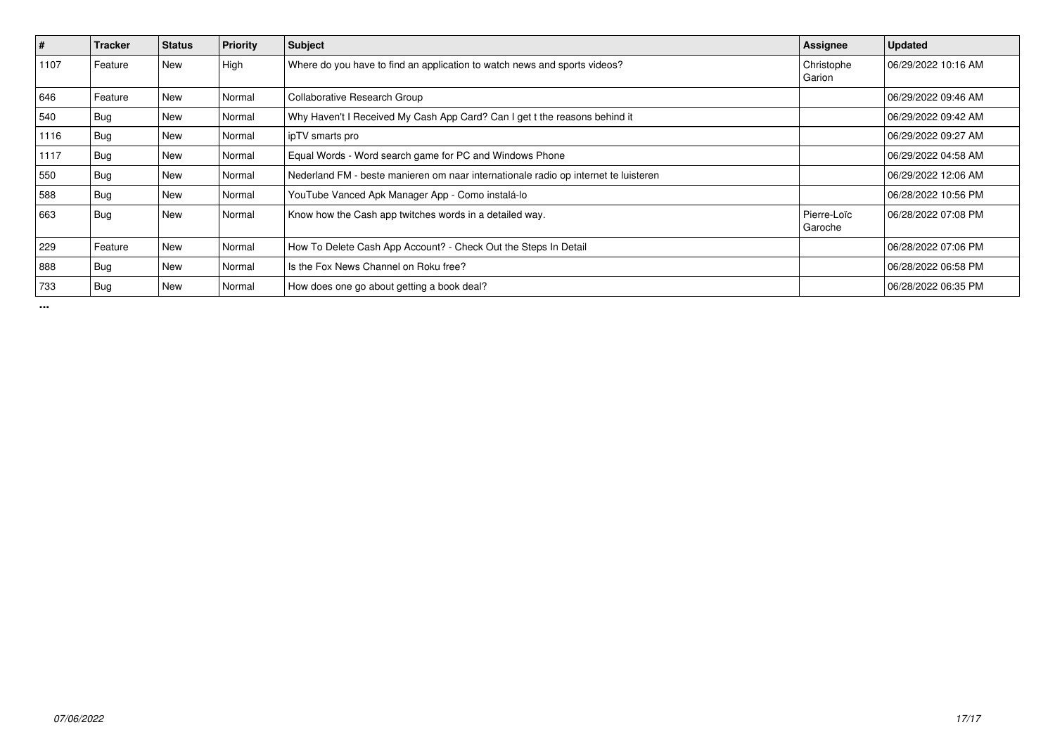| # | Tracker | Status | Priority | Subject | Assignee | Updated |
|---|---|---|---|---|---|---|
| 1107 | Feature | New | High | Where do you have to find an application to watch news and sports videos? | Christophe Garion | 06/29/2022 10:16 AM |
| 646 | Feature | New | Normal | Collaborative Research Group | | 06/29/2022 09:46 AM |
| 540 | Bug | New | Normal | Why Haven't I Received My Cash App Card? Can I get t the reasons behind it | | 06/29/2022 09:42 AM |
| 1116 | Bug | New | Normal | ipTV smarts pro | | 06/29/2022 09:27 AM |
| 1117 | Bug | New | Normal | Equal Words - Word search game for PC and Windows Phone | | 06/29/2022 04:58 AM |
| 550 | Bug | New | Normal | Nederland FM - beste manieren om naar internationale radio op internet te luisteren | | 06/29/2022 12:06 AM |
| 588 | Bug | New | Normal | YouTube Vanced Apk Manager App - Como instalá-lo | | 06/28/2022 10:56 PM |
| 663 | Bug | New | Normal | Know how the Cash app twitches words in a detailed way. | Pierre-Loïc Garoche | 06/28/2022 07:08 PM |
| 229 | Feature | New | Normal | How To Delete Cash App Account? - Check Out the Steps In Detail | | 06/28/2022 07:06 PM |
| 888 | Bug | New | Normal | Is the Fox News Channel on Roku free? | | 06/28/2022 06:58 PM |
| 733 | Bug | New | Normal | How does one go about getting a book deal? | | 06/28/2022 06:35 PM |

...